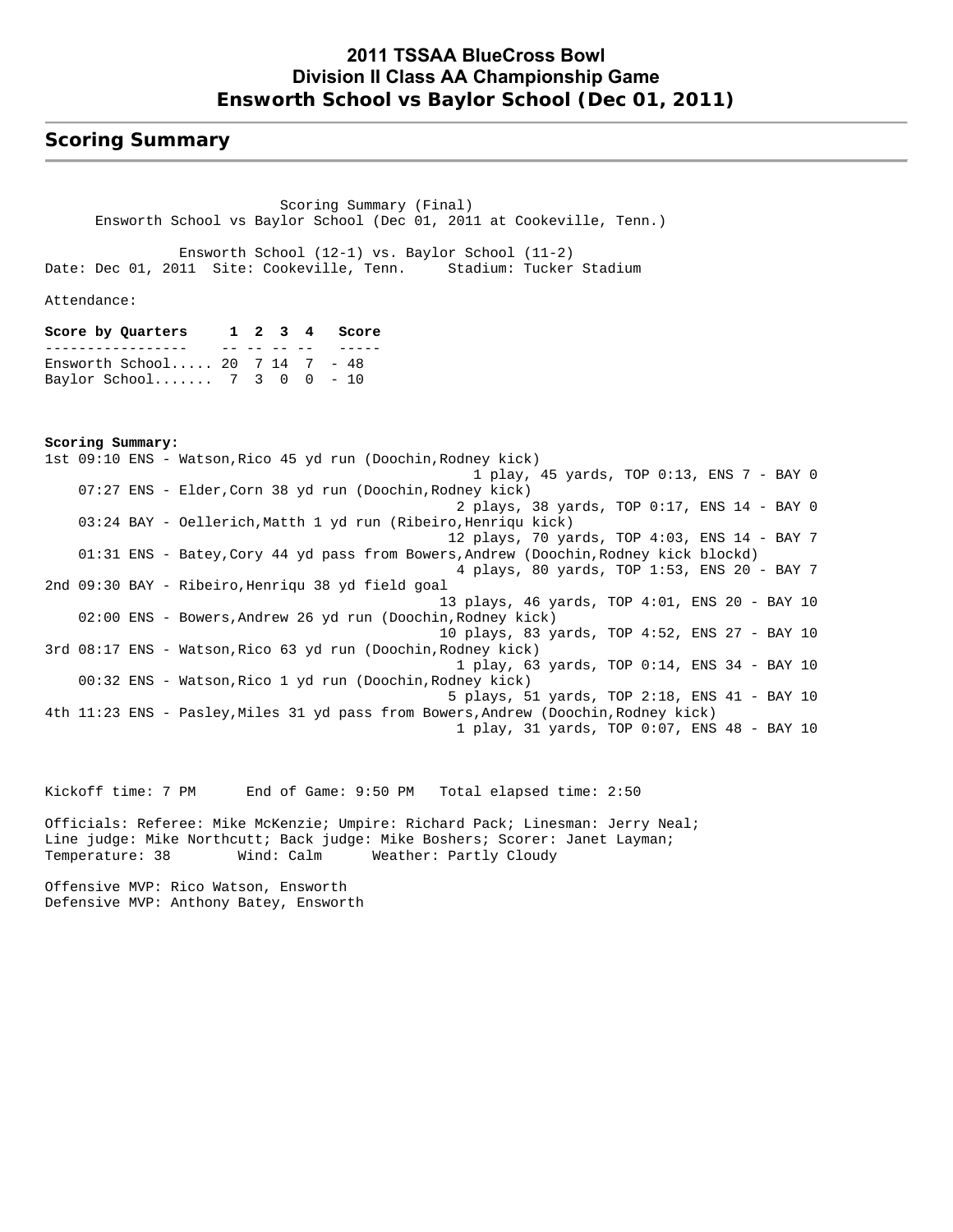# 2011 TSSAA BlueCross Bowl
# Division II Class AA Championship Game
# Ensworth School vs Baylor School (Dec 01, 2011)

## Scoring Summary

Scoring Summary (Final)
Ensworth School vs Baylor School (Dec 01, 2011 at Cookeville, Tenn.)

Ensworth School (12-1) vs. Baylor School (11-2)
Date: Dec 01, 2011 Site: Cookeville, Tenn. Stadium: Tucker Stadium

Attendance:

| Score by Quarters | 1 | 2 | 3 | 4 | Score |
|---|---|---|---|---|---|
| Ensworth School | 20 | 7 | 14 | 7 | 48 |
| Baylor School | 7 | 3 | 0 | 0 | 10 |

**Scoring Summary:**

```
1st 09:10 ENS - Watson,Rico 45 yd run (Doochin,Rodney kick)
                                        1 play, 45 yards, TOP 0:13, ENS 7 - BAY 0
    07:27 ENS - Elder,Corn 38 yd run (Doochin,Rodney kick)
                                       2 plays, 38 yards, TOP 0:17, ENS 14 - BAY 0
    03:24 BAY - Oellerich,Matth 1 yd run (Ribeiro,Henriqu kick)
                                      12 plays, 70 yards, TOP 4:03, ENS 14 - BAY 7
    01:31 ENS - Batey,Cory 44 yd pass from Bowers,Andrew (Doochin,Rodney kick blockd)
                                       4 plays, 80 yards, TOP 1:53, ENS 20 - BAY 7
2nd 09:30 BAY - Ribeiro,Henriqu 38 yd field goal
                                     13 plays, 46 yards, TOP 4:01, ENS 20 - BAY 10
    02:00 ENS - Bowers,Andrew 26 yd run (Doochin,Rodney kick)
                                     10 plays, 83 yards, TOP 4:52, ENS 27 - BAY 10
3rd 08:17 ENS - Watson,Rico 63 yd run (Doochin,Rodney kick)
                                       1 play, 63 yards, TOP 0:14, ENS 34 - BAY 10
    00:32 ENS - Watson,Rico 1 yd run (Doochin,Rodney kick)
                                      5 plays, 51 yards, TOP 2:18, ENS 41 - BAY 10
4th 11:23 ENS - Pasley,Miles 31 yd pass from Bowers,Andrew (Doochin,Rodney kick)
                                       1 play, 31 yards, TOP 0:07, ENS 48 - BAY 10
```

Kickoff time: 7 PM End of Game: 9:50 PM Total elapsed time: 2:50

Officials: Referee: Mike McKenzie; Umpire: Richard Pack; Linesman: Jerry Neal;
Line judge: Mike Northcutt; Back judge: Mike Boshers; Scorer: Janet Layman;
Temperature: 38 Wind: Calm Weather: Partly Cloudy

Offensive MVP: Rico Watson, Ensworth
Defensive MVP: Anthony Batey, Ensworth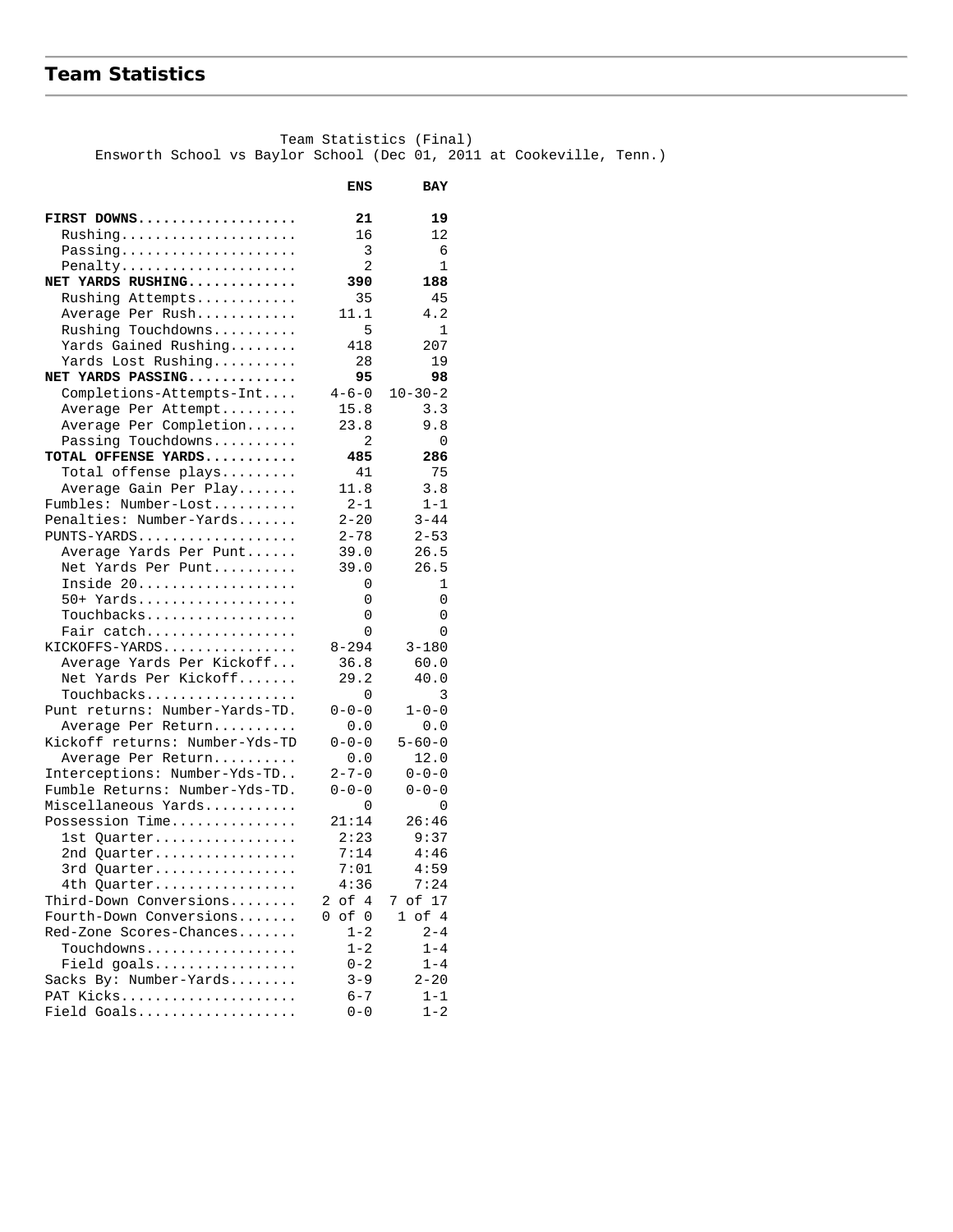## Team Statistics

Team Statistics (Final)
Ensworth School vs Baylor School (Dec 01, 2011 at Cookeville, Tenn.)

| | ENS | BAY |
|---|---|---|
| **FIRST DOWNS** | **21** | **19** |
| Rushing | 16 | 12 |
| Passing | 3 | 6 |
| Penalty | 2 | 1 |
| **NET YARDS RUSHING** | **390** | **188** |
| Rushing Attempts | 35 | 45 |
| Average Per Rush | 11.1 | 4.2 |
| Rushing Touchdowns | 5 | 1 |
| Yards Gained Rushing | 418 | 207 |
| Yards Lost Rushing | 28 | 19 |
| **NET YARDS PASSING** | **95** | **98** |
| Completions-Attempts-Int | 4-6-0 | 10-30-2 |
| Average Per Attempt | 15.8 | 3.3 |
| Average Per Completion | 23.8 | 9.8 |
| Passing Touchdowns | 2 | 0 |
| **TOTAL OFFENSE YARDS** | **485** | **286** |
| Total offense plays | 41 | 75 |
| Average Gain Per Play | 11.8 | 3.8 |
| Fumbles: Number-Lost | 2-1 | 1-1 |
| Penalties: Number-Yards | 2-20 | 3-44 |
| PUNTS-YARDS | 2-78 | 2-53 |
| Average Yards Per Punt | 39.0 | 26.5 |
| Net Yards Per Punt | 39.0 | 26.5 |
| Inside 20 | 0 | 1 |
| 50+ Yards | 0 | 0 |
| Touchbacks | 0 | 0 |
| Fair catch | 0 | 0 |
| KICKOFFS-YARDS | 8-294 | 3-180 |
| Average Yards Per Kickoff | 36.8 | 60.0 |
| Net Yards Per Kickoff | 29.2 | 40.0 |
| Touchbacks | 0 | 3 |
| Punt returns: Number-Yards-TD | 0-0-0 | 1-0-0 |
| Average Per Return | 0.0 | 0.0 |
| Kickoff returns: Number-Yds-TD | 0-0-0 | 5-60-0 |
| Average Per Return | 0.0 | 12.0 |
| Interceptions: Number-Yds-TD | 2-7-0 | 0-0-0 |
| Fumble Returns: Number-Yds-TD | 0-0-0 | 0-0-0 |
| Miscellaneous Yards | 0 | 0 |
| Possession Time | 21:14 | 26:46 |
| 1st Quarter | 2:23 | 9:37 |
| 2nd Quarter | 7:14 | 4:46 |
| 3rd Quarter | 7:01 | 4:59 |
| 4th Quarter | 4:36 | 7:24 |
| Third-Down Conversions | 2 of 4 | 7 of 17 |
| Fourth-Down Conversions | 0 of 0 | 1 of 4 |
| Red-Zone Scores-Chances | 1-2 | 2-4 |
| Touchdowns | 1-2 | 1-4 |
| Field goals | 0-2 | 1-4 |
| Sacks By: Number-Yards | 3-9 | 2-20 |
| PAT Kicks | 6-7 | 1-1 |
| Field Goals | 0-0 | 1-2 |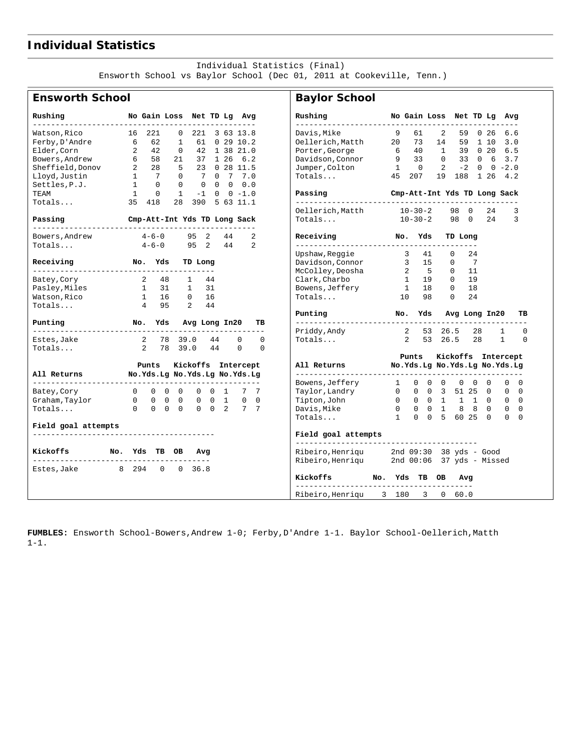# Individual Statistics

Individual Statistics (Final)
Ensworth School vs Baylor School (Dec 01, 2011 at Cookeville, Tenn.)

## Ensworth School

| Rushing | No | Gain | Loss | Net | TD | Lg | Avg |
|---|---|---|---|---|---|---|---|
| Watson,Rico | 16 | 221 | 0 | 221 | 3 | 63 | 13.8 |
| Ferby,D'Andre | 6 | 62 | 1 | 61 | 0 | 29 | 10.2 |
| Elder,Corn | 2 | 42 | 0 | 42 | 1 | 38 | 21.0 |
| Bowers,Andrew | 6 | 58 | 21 | 37 | 1 | 26 | 6.2 |
| Sheffield,Donov | 2 | 28 | 5 | 23 | 0 | 28 | 11.5 |
| Lloyd,Justin | 1 | 7 | 0 | 7 | 0 | 7 | 7.0 |
| Settles,P.J. | 1 | 0 | 0 | 0 | 0 | 0 | 0.0 |
| TEAM | 1 | 0 | 1 | -1 | 0 | 0 | -1.0 |
| Totals... | 35 | 418 | 28 | 390 | 5 | 63 | 11.1 |

| Passing | Cmp-Att-Int | Yds | TD | Long | Sack |
|---|---|---|---|---|---|
| Bowers,Andrew | 4-6-0 | 95 | 2 | 44 | 2 |
| Totals... | 4-6-0 | 95 | 2 | 44 | 2 |

| Receiving | No. | Yds | TD | Long |
|---|---|---|---|---|
| Batey,Cory | 2 | 48 | 1 | 44 |
| Pasley,Miles | 1 | 31 | 1 | 31 |
| Watson,Rico | 1 | 16 | 0 | 16 |
| Totals... | 4 | 95 | 2 | 44 |

| Punting | No. | Yds | Avg | Long | In20 | TB |
|---|---|---|---|---|---|---|
| Estes,Jake | 2 | 78 | 39.0 | 44 | 0 | 0 |
| Totals... | 2 | 78 | 39.0 | 44 | 0 | 0 |

| All Returns | Punts No. | Punts Yds | Punts Lg | Kickoffs No. | Kickoffs Yds | Kickoffs Lg | Intercept No. | Intercept Yds | Intercept Lg |
|---|---|---|---|---|---|---|---|---|---|
| Batey,Cory | 0 | 0 | 0 | 0 | 0 | 0 | 1 | 7 | 7 |
| Graham,Taylor | 0 | 0 | 0 | 0 | 0 | 0 | 1 | 0 | 0 |
| Totals... | 0 | 0 | 0 | 0 | 0 | 0 | 2 | 7 | 7 |

**Field goal attempts**

| Kickoffs | No. | Yds | TB | OB | Avg |
|---|---|---|---|---|---|
| Estes,Jake | 8 | 294 | 0 | 0 | 36.8 |

## Baylor School

| Rushing | No | Gain | Loss | Net | TD | Lg | Avg |
|---|---|---|---|---|---|---|---|
| Davis,Mike | 9 | 61 | 2 | 59 | 0 | 26 | 6.6 |
| Oellerich,Matth | 20 | 73 | 14 | 59 | 1 | 10 | 3.0 |
| Porter,George | 6 | 40 | 1 | 39 | 0 | 20 | 6.5 |
| Davidson,Connor | 9 | 33 | 0 | 33 | 0 | 6 | 3.7 |
| Jumper,Colton | 1 | 0 | 2 | -2 | 0 | 0 | -2.0 |
| Totals... | 45 | 207 | 19 | 188 | 1 | 26 | 4.2 |

| Passing | Cmp-Att-Int | Yds | TD | Long | Sack |
|---|---|---|---|---|---|
| Oellerich,Matth | 10-30-2 | 98 | 0 | 24 | 3 |
| Totals... | 10-30-2 | 98 | 0 | 24 | 3 |

| Receiving | No. | Yds | TD | Long |
|---|---|---|---|---|
| Upshaw,Reggie | 3 | 41 | 0 | 24 |
| Davidson,Connor | 3 | 15 | 0 | 7 |
| McColley,Deosha | 2 | 5 | 0 | 11 |
| Clark,Charbo | 1 | 19 | 0 | 19 |
| Bowens,Jeffery | 1 | 18 | 0 | 18 |
| Totals... | 10 | 98 | 0 | 24 |

| Punting | No. | Yds | Avg | Long | In20 | TB |
|---|---|---|---|---|---|---|
| Priddy,Andy | 2 | 53 | 26.5 | 28 | 1 | 0 |
| Totals... | 2 | 53 | 26.5 | 28 | 1 | 0 |

| All Returns | Punts No. | Punts Yds | Punts Lg | Kickoffs No. | Kickoffs Yds | Kickoffs Lg | Intercept No. | Intercept Yds | Intercept Lg |
|---|---|---|---|---|---|---|---|---|---|
| Bowens,Jeffery | 1 | 0 | 0 | 0 | 0 | 0 | 0 | 0 | 0 |
| Taylor,Landry | 0 | 0 | 0 | 3 | 51 | 25 | 0 | 0 | 0 |
| Tipton,John | 0 | 0 | 0 | 1 | 1 | 1 | 0 | 0 | 0 |
| Davis,Mike | 0 | 0 | 0 | 1 | 8 | 8 | 0 | 0 | 0 |
| Totals... | 1 | 0 | 0 | 5 | 60 | 25 | 0 | 0 | 0 |

**Field goal attempts**

| Kicker | Time | Result |
|---|---|---|
| Ribeiro,Henriqu | 2nd 09:30 | 38 yds - Good |
| Ribeiro,Henriqu | 2nd 00:06 | 37 yds - Missed |

| Kickoffs | No. | Yds | TB | OB | Avg |
|---|---|---|---|---|---|
| Ribeiro,Henriqu | 3 | 180 | 3 | 0 | 60.0 |

**FUMBLES:** Ensworth School-Bowers,Andrew 1-0; Ferby,D'Andre 1-1. Baylor School-Oellerich,Matth 1-1.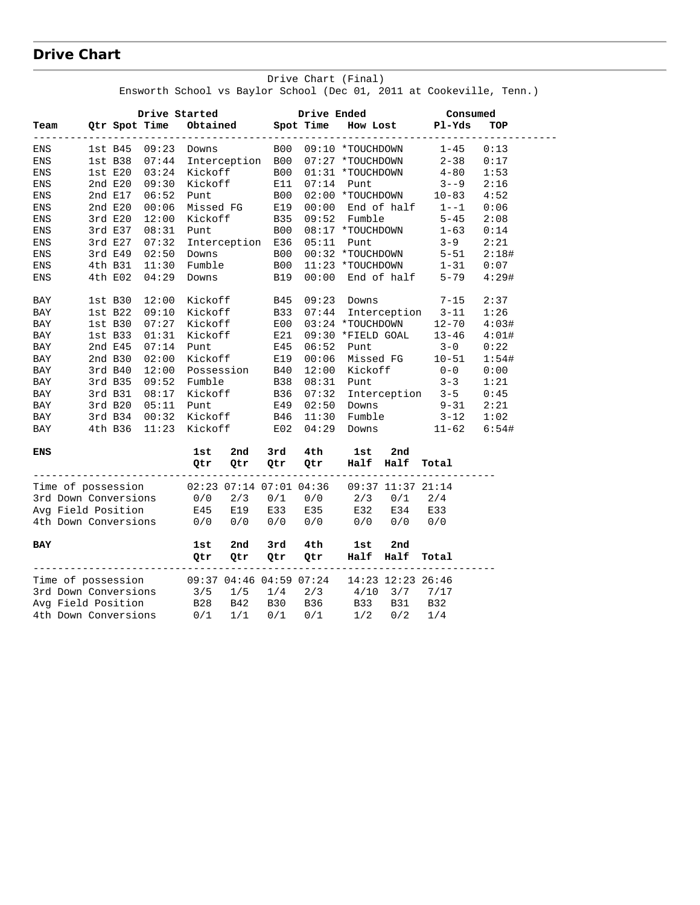## Drive Chart

Drive Chart (Final)
Ensworth School vs Baylor School (Dec 01, 2011 at Cookeville, Tenn.)

| Team | Drive Started Qtr | Spot | Time | Obtained | Drive Ended Spot | Time | How Lost | Consumed Pl-Yds | TOP |
|---|---|---|---|---|---|---|---|---|---|
| ENS | 1st | B45 | 09:23 | Downs | B00 | 09:10 | *TOUCHDOWN | 1-45 | 0:13 |
| ENS | 1st | B38 | 07:44 | Interception | B00 | 07:27 | *TOUCHDOWN | 2-38 | 0:17 |
| ENS | 1st | E20 | 03:24 | Kickoff | B00 | 01:31 | *TOUCHDOWN | 4-80 | 1:53 |
| ENS | 2nd | E20 | 09:30 | Kickoff | E11 | 07:14 | Punt | 3--9 | 2:16 |
| ENS | 2nd | E17 | 06:52 | Punt | B00 | 02:00 | *TOUCHDOWN | 10-83 | 4:52 |
| ENS | 2nd | E20 | 00:06 | Missed FG | E19 | 00:00 | End of half | 1--1 | 0:06 |
| ENS | 3rd | E20 | 12:00 | Kickoff | B35 | 09:52 | Fumble | 5-45 | 2:08 |
| ENS | 3rd | E37 | 08:31 | Punt | B00 | 08:17 | *TOUCHDOWN | 1-63 | 0:14 |
| ENS | 3rd | E27 | 07:32 | Interception | E36 | 05:11 | Punt | 3-9 | 2:21 |
| ENS | 3rd | E49 | 02:50 | Downs | B00 | 00:32 | *TOUCHDOWN | 5-51 | 2:18# |
| ENS | 4th | B31 | 11:30 | Fumble | B00 | 11:23 | *TOUCHDOWN | 1-31 | 0:07 |
| ENS | 4th | E02 | 04:29 | Downs | B19 | 00:00 | End of half | 5-79 | 4:29# |
| BAY | 1st | B30 | 12:00 | Kickoff | B45 | 09:23 | Downs | 7-15 | 2:37 |
| BAY | 1st | B22 | 09:10 | Kickoff | B33 | 07:44 | Interception | 3-11 | 1:26 |
| BAY | 1st | B30 | 07:27 | Kickoff | E00 | 03:24 | *TOUCHDOWN | 12-70 | 4:03# |
| BAY | 1st | B33 | 01:31 | Kickoff | E21 | 09:30 | *FIELD GOAL | 13-46 | 4:01# |
| BAY | 2nd | E45 | 07:14 | Punt | E45 | 06:52 | Punt | 3-0 | 0:22 |
| BAY | 2nd | B30 | 02:00 | Kickoff | E19 | 00:06 | Missed FG | 10-51 | 1:54# |
| BAY | 3rd | B40 | 12:00 | Possession | B40 | 12:00 | Kickoff | 0-0 | 0:00 |
| BAY | 3rd | B35 | 09:52 | Fumble | B38 | 08:31 | Punt | 3-3 | 1:21 |
| BAY | 3rd | B31 | 08:17 | Kickoff | B36 | 07:32 | Interception | 3-5 | 0:45 |
| BAY | 3rd | B20 | 05:11 | Punt | E49 | 02:50 | Downs | 9-31 | 2:21 |
| BAY | 3rd | B34 | 00:32 | Kickoff | B46 | 11:30 | Fumble | 3-12 | 1:02 |
| BAY | 4th | B36 | 11:23 | Kickoff | E02 | 04:29 | Downs | 11-62 | 6:54# |

| ENS | 1st Qtr | 2nd Qtr | 3rd Qtr | 4th Qtr | 1st Half | 2nd Half | Total |
|---|---|---|---|---|---|---|---|
| Time of possession | 02:23 | 07:14 | 07:01 | 04:36 | 09:37 | 11:37 | 21:14 |
| 3rd Down Conversions | 0/0 | 2/3 | 0/1 | 0/0 | 2/3 | 0/1 | 2/4 |
| Avg Field Position | E45 | E19 | E33 | E35 | E32 | E34 | E33 |
| 4th Down Conversions | 0/0 | 0/0 | 0/0 | 0/0 | 0/0 | 0/0 | 0/0 |

| BAY | 1st Qtr | 2nd Qtr | 3rd Qtr | 4th Qtr | 1st Half | 2nd Half | Total |
|---|---|---|---|---|---|---|---|
| Time of possession | 09:37 | 04:46 | 04:59 | 07:24 | 14:23 | 12:23 | 26:46 |
| 3rd Down Conversions | 3/5 | 1/5 | 1/4 | 2/3 | 4/10 | 3/7 | 7/17 |
| Avg Field Position | B28 | B42 | B30 | B36 | B33 | B31 | B32 |
| 4th Down Conversions | 0/1 | 1/1 | 0/1 | 0/1 | 1/2 | 0/2 | 1/4 |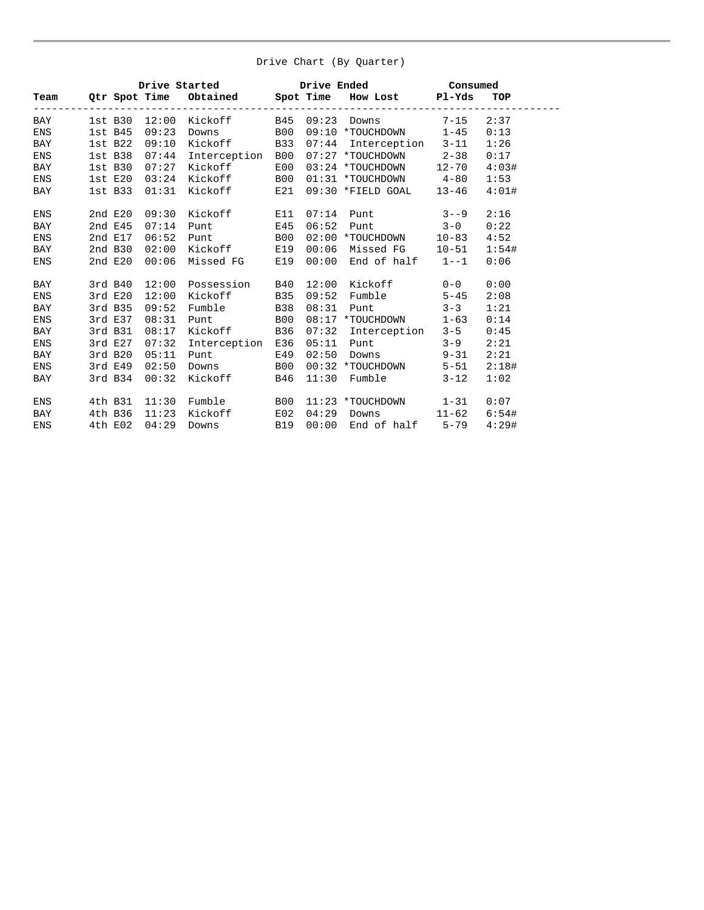## Drive Chart (By Quarter)

| Team | Drive Started | | | | Drive Ended | | | Consumed | |
|---|---|---|---|---|---|---|---|---|---|
| | Qtr | Spot | Time | Obtained | Spot | Time | How Lost | Pl-Yds | TOP |
| BAY | 1st | B30 | 12:00 | Kickoff | B45 | 09:23 | Downs | 7-15 | 2:37 |
| ENS | 1st | B45 | 09:23 | Downs | B00 | 09:10 | *TOUCHDOWN | 1-45 | 0:13 |
| BAY | 1st | B22 | 09:10 | Kickoff | B33 | 07:44 | Interception | 3-11 | 1:26 |
| ENS | 1st | B38 | 07:44 | Interception | B00 | 07:27 | *TOUCHDOWN | 2-38 | 0:17 |
| BAY | 1st | B30 | 07:27 | Kickoff | E00 | 03:24 | *TOUCHDOWN | 12-70 | 4:03# |
| ENS | 1st | E20 | 03:24 | Kickoff | B00 | 01:31 | *TOUCHDOWN | 4-80 | 1:53 |
| BAY | 1st | B33 | 01:31 | Kickoff | E21 | 09:30 | *FIELD GOAL | 13-46 | 4:01# |
| ENS | 2nd | E20 | 09:30 | Kickoff | E11 | 07:14 | Punt | 3--9 | 2:16 |
| BAY | 2nd | E45 | 07:14 | Punt | E45 | 06:52 | Punt | 3-0 | 0:22 |
| ENS | 2nd | E17 | 06:52 | Punt | B00 | 02:00 | *TOUCHDOWN | 10-83 | 4:52 |
| BAY | 2nd | B30 | 02:00 | Kickoff | E19 | 00:06 | Missed FG | 10-51 | 1:54# |
| ENS | 2nd | E20 | 00:06 | Missed FG | E19 | 00:00 | End of half | 1--1 | 0:06 |
| BAY | 3rd | B40 | 12:00 | Possession | B40 | 12:00 | Kickoff | 0-0 | 0:00 |
| ENS | 3rd | E20 | 12:00 | Kickoff | B35 | 09:52 | Fumble | 5-45 | 2:08 |
| BAY | 3rd | B35 | 09:52 | Fumble | B38 | 08:31 | Punt | 3-3 | 1:21 |
| ENS | 3rd | E37 | 08:31 | Punt | B00 | 08:17 | *TOUCHDOWN | 1-63 | 0:14 |
| BAY | 3rd | B31 | 08:17 | Kickoff | B36 | 07:32 | Interception | 3-5 | 0:45 |
| ENS | 3rd | E27 | 07:32 | Interception | E36 | 05:11 | Punt | 3-9 | 2:21 |
| BAY | 3rd | B20 | 05:11 | Punt | E49 | 02:50 | Downs | 9-31 | 2:21 |
| ENS | 3rd | E49 | 02:50 | Downs | B00 | 00:32 | *TOUCHDOWN | 5-51 | 2:18# |
| BAY | 3rd | B34 | 00:32 | Kickoff | B46 | 11:30 | Fumble | 3-12 | 1:02 |
| ENS | 4th | B31 | 11:30 | Fumble | B00 | 11:23 | *TOUCHDOWN | 1-31 | 0:07 |
| BAY | 4th | B36 | 11:23 | Kickoff | E02 | 04:29 | Downs | 11-62 | 6:54# |
| ENS | 4th | E02 | 04:29 | Downs | B19 | 00:00 | End of half | 5-79 | 4:29# |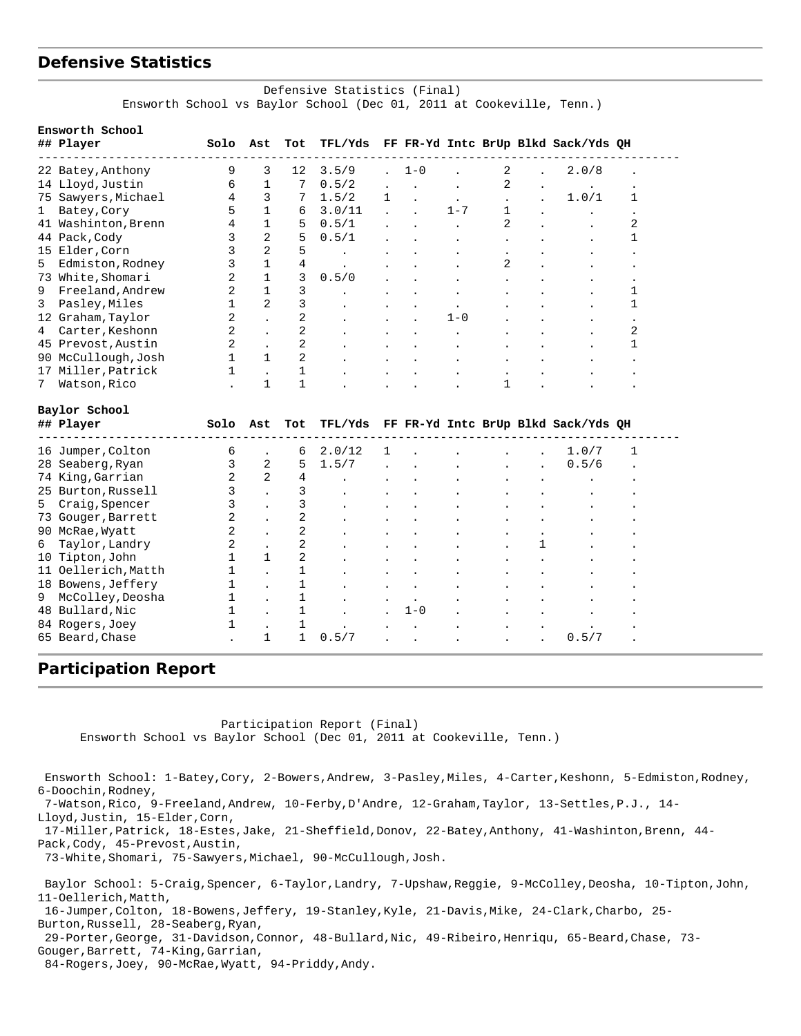## Defensive Statistics

Defensive Statistics (Final)
Ensworth School vs Baylor School (Dec 01, 2011 at Cookeville, Tenn.)

**Ensworth School**

| ## | Player | Solo | Ast | Tot | TFL/Yds | FF | FR-Yd | Intc | BrUp | Blkd | Sack/Yds | QH |
|---|---|---|---|---|---|---|---|---|---|---|---|---|
| 22 | Batey,Anthony | 9 | 3 | 12 | 3.5/9 | . | 1-0 | . | 2 | . | 2.0/8 | . |
| 14 | Lloyd,Justin | 6 | 1 | 7 | 0.5/2 | . | . | . | 2 | . | . | . |
| 75 | Sawyers,Michael | 4 | 3 | 7 | 1.5/2 | 1 | . | . | . | . | 1.0/1 | 1 |
| 1 | Batey,Cory | 5 | 1 | 6 | 3.0/11 | . | . | 1-7 | 1 | . | . | . |
| 41 | Washinton,Brenn | 4 | 1 | 5 | 0.5/1 | . | . | . | 2 | . | . | 2 |
| 44 | Pack,Cody | 3 | 2 | 5 | 0.5/1 | . | . | . | . | . | . | 1 |
| 15 | Elder,Corn | 3 | 2 | 5 | . | . | . | . | . | . | . | . |
| 5 | Edmiston,Rodney | 3 | 1 | 4 | . | . | . | . | 2 | . | . | . |
| 73 | White,Shomari | 2 | 1 | 3 | 0.5/0 | . | . | . | . | . | . | . |
| 9 | Freeland,Andrew | 2 | 1 | 3 | . | . | . | . | . | . | . | 1 |
| 3 | Pasley,Miles | 1 | 2 | 3 | . | . | . | . | . | . | . | 1 |
| 12 | Graham,Taylor | 2 | . | 2 | . | . | . | 1-0 | . | . | . | . |
| 4 | Carter,Keshonn | 2 | . | 2 | . | . | . | . | . | . | . | 2 |
| 45 | Prevost,Austin | 2 | . | 2 | . | . | . | . | . | . | . | 1 |
| 90 | McCullough,Josh | 1 | 1 | 2 | . | . | . | . | . | . | . | . |
| 17 | Miller,Patrick | 1 | . | 1 | . | . | . | . | . | . | . | . |
| 7 | Watson,Rico | . | 1 | 1 | . | . | . | . | 1 | . | . | . |

**Baylor School**

| ## | Player | Solo | Ast | Tot | TFL/Yds | FF | FR-Yd | Intc | BrUp | Blkd | Sack/Yds | QH |
|---|---|---|---|---|---|---|---|---|---|---|---|---|
| 16 | Jumper,Colton | 6 | . | 6 | 2.0/12 | 1 | . | . | . | . | 1.0/7 | 1 |
| 28 | Seaberg,Ryan | 3 | 2 | 5 | 1.5/7 | . | . | . | . | . | 0.5/6 | . |
| 74 | King,Garrian | 2 | 2 | 4 | . | . | . | . | . | . | . | . |
| 25 | Burton,Russell | 3 | . | 3 | . | . | . | . | . | . | . | . |
| 5 | Craig,Spencer | 3 | . | 3 | . | . | . | . | . | . | . | . |
| 73 | Gouger,Barrett | 2 | . | 2 | . | . | . | . | . | . | . | . |
| 90 | McRae,Wyatt | 2 | . | 2 | . | . | . | . | . | . | . | . |
| 6 | Taylor,Landry | 2 | . | 2 | . | . | . | . | . | 1 | . | . |
| 10 | Tipton,John | 1 | 1 | 2 | . | . | . | . | . | . | . | . |
| 11 | Oellerich,Matth | 1 | . | 1 | . | . | . | . | . | . | . | . |
| 18 | Bowens,Jeffery | 1 | . | 1 | . | . | . | . | . | . | . | . |
| 9 | McColley,Deosha | 1 | . | 1 | . | . | . | . | . | . | . | . |
| 48 | Bullard,Nic | 1 | . | 1 | . | . | 1-0 | . | . | . | . | . |
| 84 | Rogers,Joey | 1 | . | 1 | . | . | . | . | . | . | . | . |
| 65 | Beard,Chase | . | 1 | 1 | 0.5/7 | . | . | . | . | . | 0.5/7 | . |

## Participation Report

Participation Report (Final)
Ensworth School vs Baylor School (Dec 01, 2011 at Cookeville, Tenn.)

Ensworth School: 1-Batey,Cory, 2-Bowers,Andrew, 3-Pasley,Miles, 4-Carter,Keshonn, 5-Edmiston,Rodney, 6-Doochin,Rodney, 7-Watson,Rico, 9-Freeland,Andrew, 10-Ferby,D'Andre, 12-Graham,Taylor, 13-Settles,P.J., 14-Lloyd,Justin, 15-Elder,Corn, 17-Miller,Patrick, 18-Estes,Jake, 21-Sheffield,Donov, 22-Batey,Anthony, 41-Washinton,Brenn, 44-Pack,Cody, 45-Prevost,Austin, 73-White,Shomari, 75-Sawyers,Michael, 90-McCullough,Josh.

Baylor School: 5-Craig,Spencer, 6-Taylor,Landry, 7-Upshaw,Reggie, 9-McColley,Deosha, 10-Tipton,John, 11-Oellerich,Matth, 16-Jumper,Colton, 18-Bowens,Jeffery, 19-Stanley,Kyle, 21-Davis,Mike, 24-Clark,Charbo, 25-Burton,Russell, 28-Seaberg,Ryan, 29-Porter,George, 31-Davidson,Connor, 48-Bullard,Nic, 49-Ribeiro,Henriqu, 65-Beard,Chase, 73-Gouger,Barrett, 74-King,Garrian, 84-Rogers,Joey, 90-McRae,Wyatt, 94-Priddy,Andy.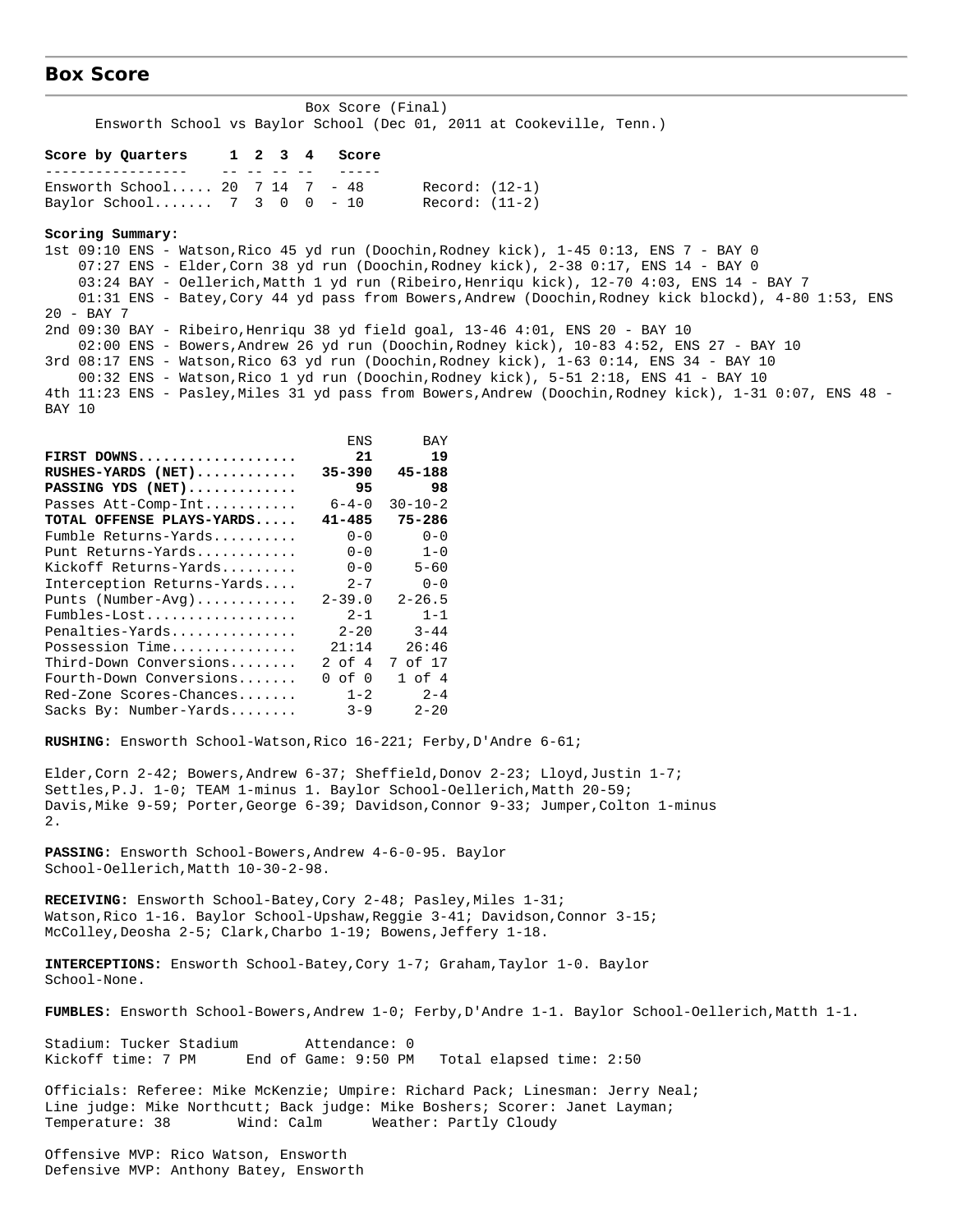## Box Score

Box Score (Final)
Ensworth School vs Baylor School (Dec 01, 2011 at Cookeville, Tenn.)

| Score by Quarters | 1 | 2 | 3 | 4 | Score | |
|---|---|---|---|---|---|---|
| Ensworth School..... | 20 | 7 | 14 | 7 | 48 | Record: (12-1) |
| Baylor School....... | 7 | 3 | 0 | 0 | 10 | Record: (11-2) |

**Scoring Summary:**

1st 09:10 ENS - Watson,Rico 45 yd run (Doochin,Rodney kick), 1-45 0:13, ENS 7 - BAY 0
07:27 ENS - Elder,Corn 38 yd run (Doochin,Rodney kick), 2-38 0:17, ENS 14 - BAY 0
03:24 BAY - Oellerich,Matth 1 yd run (Ribeiro,Henriqu kick), 12-70 4:03, ENS 14 - BAY 7
01:31 ENS - Batey,Cory 44 yd pass from Bowers,Andrew (Doochin,Rodney kick blockd), 4-80 1:53, ENS 20 - BAY 7
2nd 09:30 BAY - Ribeiro,Henriqu 38 yd field goal, 13-46 4:01, ENS 20 - BAY 10
02:00 ENS - Bowers,Andrew 26 yd run (Doochin,Rodney kick), 10-83 4:52, ENS 27 - BAY 10
3rd 08:17 ENS - Watson,Rico 63 yd run (Doochin,Rodney kick), 1-63 0:14, ENS 34 - BAY 10
00:32 ENS - Watson,Rico 1 yd run (Doochin,Rodney kick), 5-51 2:18, ENS 41 - BAY 10
4th 11:23 ENS - Pasley,Miles 31 yd pass from Bowers,Andrew (Doochin,Rodney kick), 1-31 0:07, ENS 48 - BAY 10

| | ENS | BAY |
|---|---|---|
| **FIRST DOWNS..................** | **21** | **19** |
| **RUSHES-YARDS (NET)...........** | **35-390** | **45-188** |
| **PASSING YDS (NET)............** | **95** | **98** |
| Passes Att-Comp-Int........... | 6-4-0 | 30-10-2 |
| **TOTAL OFFENSE PLAYS-YARDS.....** | **41-485** | **75-286** |
| Fumble Returns-Yards.......... | 0-0 | 0-0 |
| Punt Returns-Yards............ | 0-0 | 1-0 |
| Kickoff Returns-Yards......... | 0-0 | 5-60 |
| Interception Returns-Yards.... | 2-7 | 0-0 |
| Punts (Number-Avg)............ | 2-39.0 | 2-26.5 |
| Fumbles-Lost.................. | 2-1 | 1-1 |
| Penalties-Yards............... | 2-20 | 3-44 |
| Possession Time............... | 21:14 | 26:46 |
| Third-Down Conversions........ | 2 of 4 | 7 of 17 |
| Fourth-Down Conversions....... | 0 of 0 | 1 of 4 |
| Red-Zone Scores-Chances....... | 1-2 | 2-4 |
| Sacks By: Number-Yards........ | 3-9 | 2-20 |

**RUSHING:** Ensworth School-Watson,Rico 16-221; Ferby,D'Andre 6-61;

Elder,Corn 2-42; Bowers,Andrew 6-37; Sheffield,Donov 2-23; Lloyd,Justin 1-7; Settles,P.J. 1-0; TEAM 1-minus 1. Baylor School-Oellerich,Matth 20-59; Davis,Mike 9-59; Porter,George 6-39; Davidson,Connor 9-33; Jumper,Colton 1-minus 2.

**PASSING:** Ensworth School-Bowers,Andrew 4-6-0-95. Baylor School-Oellerich,Matth 10-30-2-98.

**RECEIVING:** Ensworth School-Batey,Cory 2-48; Pasley,Miles 1-31; Watson,Rico 1-16. Baylor School-Upshaw,Reggie 3-41; Davidson,Connor 3-15; McColley,Deosha 2-5; Clark,Charbo 1-19; Bowens,Jeffery 1-18.

**INTERCEPTIONS:** Ensworth School-Batey,Cory 1-7; Graham,Taylor 1-0. Baylor School-None.

**FUMBLES:** Ensworth School-Bowers,Andrew 1-0; Ferby,D'Andre 1-1. Baylor School-Oellerich,Matth 1-1.

Stadium: Tucker Stadium Attendance: 0
Kickoff time: 7 PM End of Game: 9:50 PM Total elapsed time: 2:50

Officials: Referee: Mike McKenzie; Umpire: Richard Pack; Linesman: Jerry Neal; Line judge: Mike Northcutt; Back judge: Mike Boshers; Scorer: Janet Layman;
Temperature: 38 Wind: Calm Weather: Partly Cloudy

Offensive MVP: Rico Watson, Ensworth
Defensive MVP: Anthony Batey, Ensworth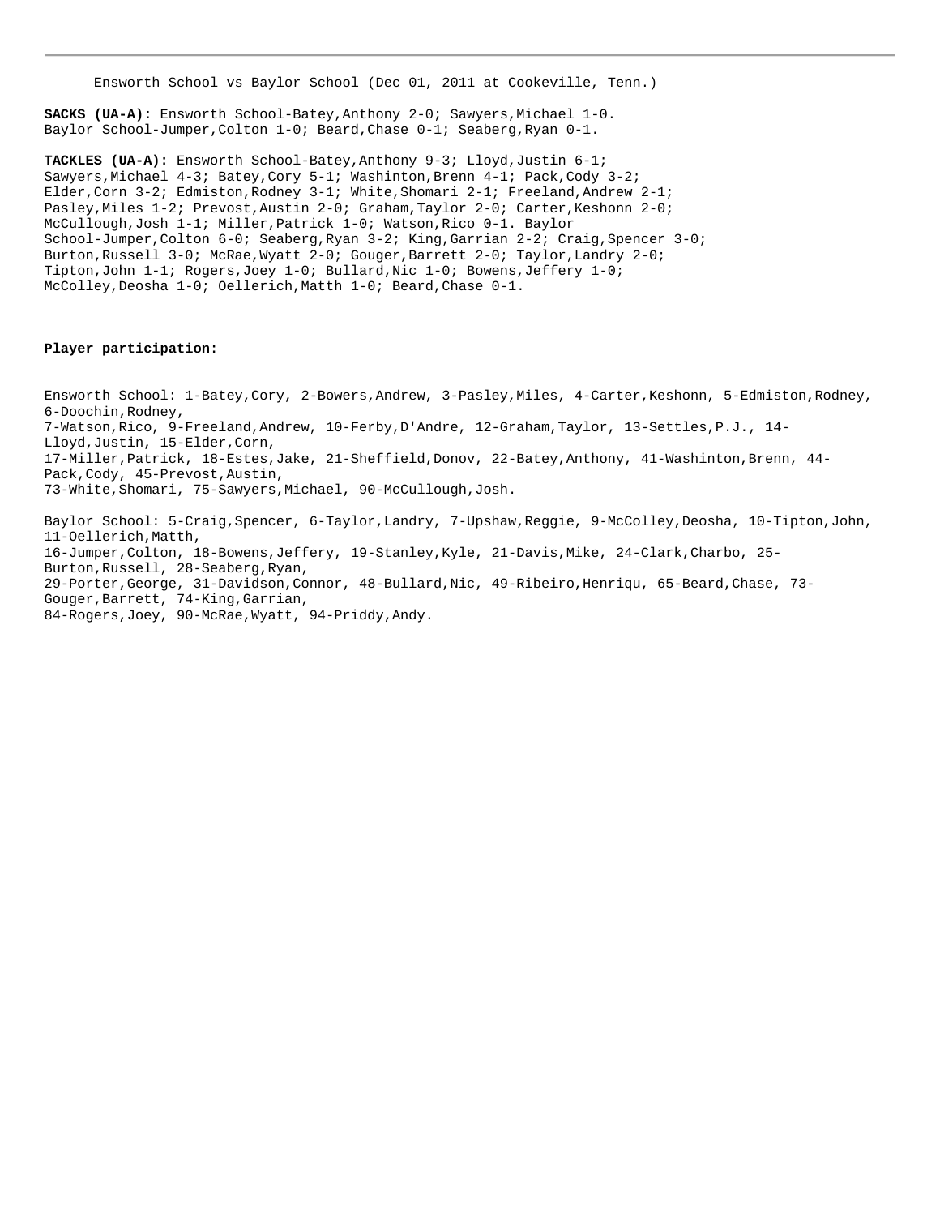Ensworth School vs Baylor School (Dec 01, 2011 at Cookeville, Tenn.)

**SACKS (UA-A):** Ensworth School-Batey,Anthony 2-0; Sawyers,Michael 1-0. Baylor School-Jumper,Colton 1-0; Beard,Chase 0-1; Seaberg,Ryan 0-1.

**TACKLES (UA-A):** Ensworth School-Batey,Anthony 9-3; Lloyd,Justin 6-1; Sawyers,Michael 4-3; Batey,Cory 5-1; Washinton,Brenn 4-1; Pack,Cody 3-2; Elder,Corn 3-2; Edmiston,Rodney 3-1; White,Shomari 2-1; Freeland,Andrew 2-1; Pasley,Miles 1-2; Prevost,Austin 2-0; Graham,Taylor 2-0; Carter,Keshonn 2-0; McCullough,Josh 1-1; Miller,Patrick 1-0; Watson,Rico 0-1. Baylor School-Jumper,Colton 6-0; Seaberg,Ryan 3-2; King,Garrian 2-2; Craig,Spencer 3-0; Burton,Russell 3-0; McRae,Wyatt 2-0; Gouger,Barrett 2-0; Taylor,Landry 2-0; Tipton,John 1-1; Rogers,Joey 1-0; Bullard,Nic 1-0; Bowens,Jeffery 1-0; McColley,Deosha 1-0; Oellerich,Matth 1-0; Beard,Chase 0-1.

**Player participation:**

Ensworth School: 1-Batey,Cory, 2-Bowers,Andrew, 3-Pasley,Miles, 4-Carter,Keshonn, 5-Edmiston,Rodney, 6-Doochin,Rodney, 7-Watson,Rico, 9-Freeland,Andrew, 10-Ferby,D'Andre, 12-Graham,Taylor, 13-Settles,P.J., 14-Lloyd,Justin, 15-Elder,Corn, 17-Miller,Patrick, 18-Estes,Jake, 21-Sheffield,Donov, 22-Batey,Anthony, 41-Washinton,Brenn, 44-Pack,Cody, 45-Prevost,Austin, 73-White,Shomari, 75-Sawyers,Michael, 90-McCullough,Josh.

Baylor School: 5-Craig,Spencer, 6-Taylor,Landry, 7-Upshaw,Reggie, 9-McColley,Deosha, 10-Tipton,John, 11-Oellerich,Matth, 16-Jumper,Colton, 18-Bowens,Jeffery, 19-Stanley,Kyle, 21-Davis,Mike, 24-Clark,Charbo, 25-Burton,Russell, 28-Seaberg,Ryan, 29-Porter,George, 31-Davidson,Connor, 48-Bullard,Nic, 49-Ribeiro,Henriqu, 65-Beard,Chase, 73-Gouger,Barrett, 74-King,Garrian, 84-Rogers,Joey, 90-McRae,Wyatt, 94-Priddy,Andy.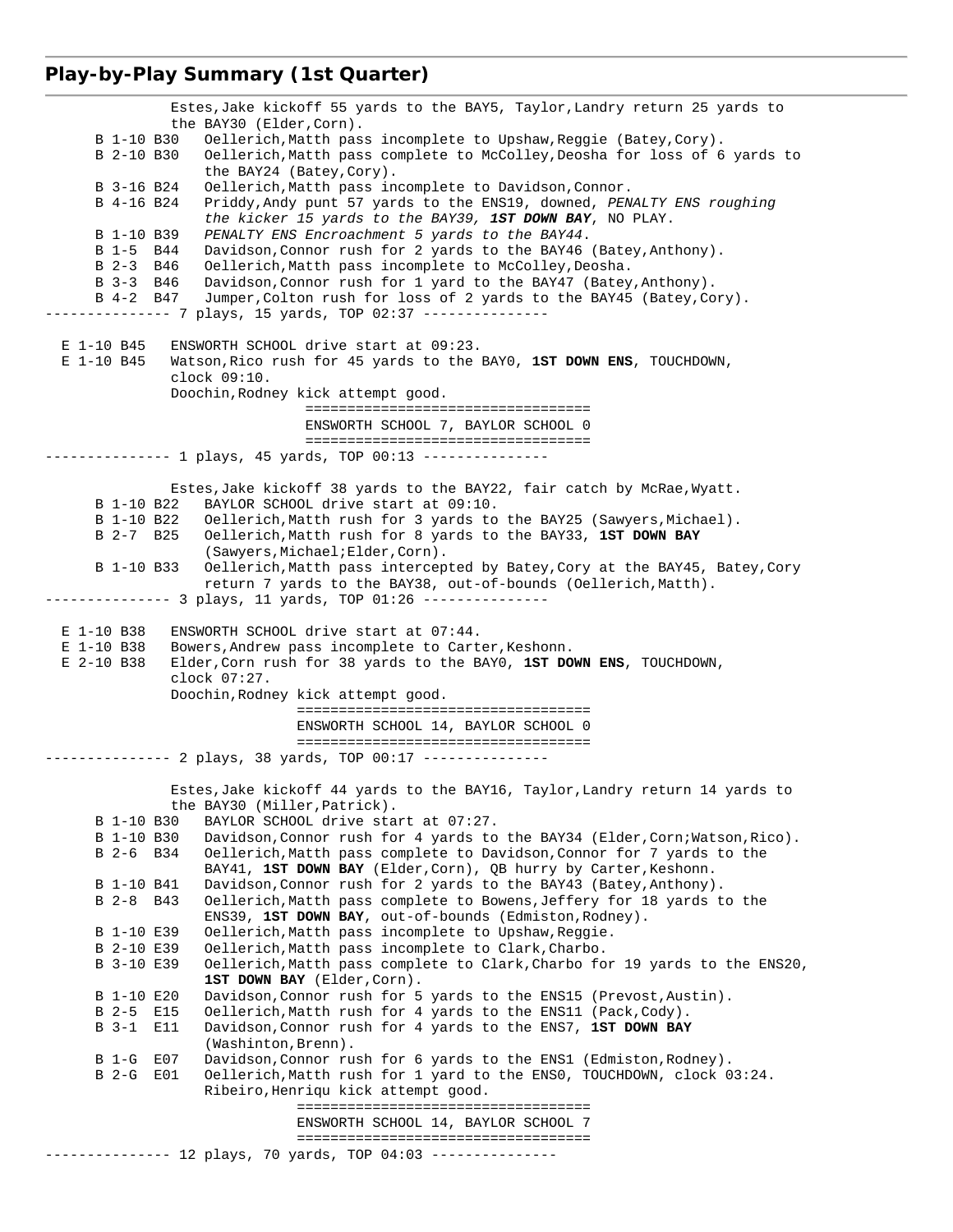## Play-by-Play Summary (1st Quarter)

```
              Estes,Jake kickoff 55 yards to the BAY5, Taylor,Landry return 25 yards to
              the BAY30 (Elder,Corn).
    B 1-10 B30   Oellerich,Matth pass incomplete to Upshaw,Reggie (Batey,Cory).
    B 2-10 B30   Oellerich,Matth pass complete to McColley,Deosha for loss of 6 yards to
                 the BAY24 (Batey,Cory).
    B 3-16 B24   Oellerich,Matth pass incomplete to Davidson,Connor.
    B 4-16 B24   Priddy,Andy punt 57 yards to the ENS19, downed, PENALTY ENS roughing
                 the kicker 15 yards to the BAY39, 1ST DOWN BAY, NO PLAY.
    B 1-10 B39   PENALTY ENS Encroachment 5 yards to the BAY44.
    B 1-5  B44   Davidson,Connor rush for 2 yards to the BAY46 (Batey,Anthony).
    B 2-3  B46   Oellerich,Matth pass incomplete to McColley,Deosha.
    B 3-3  B46   Davidson,Connor rush for 1 yard to the BAY47 (Batey,Anthony).
    B 4-2  B47   Jumper,Colton rush for loss of 2 yards to the BAY45 (Batey,Cory).
--------------- 7 plays, 15 yards, TOP 02:37 ---------------

  E 1-10 B45   ENSWORTH SCHOOL drive start at 09:23.
  E 1-10 B45   Watson,Rico rush for 45 yards to the BAY0, 1ST DOWN ENS, TOUCHDOWN,
               clock 09:10.
               Doochin,Rodney kick attempt good.
                               ==================================
                               ENSWORTH SCHOOL 7, BAYLOR SCHOOL 0
                               ==================================
--------------- 1 plays, 45 yards, TOP 00:13 ---------------

              Estes,Jake kickoff 38 yards to the BAY22, fair catch by McRae,Wyatt.
    B 1-10 B22   BAYLOR SCHOOL drive start at 09:10.
    B 1-10 B22   Oellerich,Matth rush for 3 yards to the BAY25 (Sawyers,Michael).
    B 2-7  B25   Oellerich,Matth rush for 8 yards to the BAY33, 1ST DOWN BAY
                 (Sawyers,Michael;Elder,Corn).
    B 1-10 B33   Oellerich,Matth pass intercepted by Batey,Cory at the BAY45, Batey,Cory
                 return 7 yards to the BAY38, out-of-bounds (Oellerich,Matth).
--------------- 3 plays, 11 yards, TOP 01:26 ---------------

  E 1-10 B38   ENSWORTH SCHOOL drive start at 07:44.
  E 1-10 B38   Bowers,Andrew pass incomplete to Carter,Keshonn.
  E 2-10 B38   Elder,Corn rush for 38 yards to the BAY0, 1ST DOWN ENS, TOUCHDOWN,
               clock 07:27.
               Doochin,Rodney kick attempt good.
                              ===================================
                              ENSWORTH SCHOOL 14, BAYLOR SCHOOL 0
                              ===================================
--------------- 2 plays, 38 yards, TOP 00:17 ---------------

              Estes,Jake kickoff 44 yards to the BAY16, Taylor,Landry return 14 yards to
              the BAY30 (Miller,Patrick).
    B 1-10 B30   BAYLOR SCHOOL drive start at 07:27.
    B 1-10 B30   Davidson,Connor rush for 4 yards to the BAY34 (Elder,Corn;Watson,Rico).
    B 2-6  B34   Oellerich,Matth pass complete to Davidson,Connor for 7 yards to the
                 BAY41, 1ST DOWN BAY (Elder,Corn), QB hurry by Carter,Keshonn.
    B 1-10 B41   Davidson,Connor rush for 2 yards to the BAY43 (Batey,Anthony).
    B 2-8  B43   Oellerich,Matth pass complete to Bowens,Jeffery for 18 yards to the
                 ENS39, 1ST DOWN BAY, out-of-bounds (Edmiston,Rodney).
    B 1-10 E39   Oellerich,Matth pass incomplete to Upshaw,Reggie.
    B 2-10 E39   Oellerich,Matth pass incomplete to Clark,Charbo.
    B 3-10 E39   Oellerich,Matth pass complete to Clark,Charbo for 19 yards to the ENS20,
                 1ST DOWN BAY (Elder,Corn).
    B 1-10 E20   Davidson,Connor rush for 5 yards to the ENS15 (Prevost,Austin).
    B 2-5  E15   Oellerich,Matth rush for 4 yards to the ENS11 (Pack,Cody).
    B 3-1  E11   Davidson,Connor rush for 4 yards to the ENS7, 1ST DOWN BAY
                 (Washinton,Brenn).
    B 1-G  E07   Davidson,Connor rush for 6 yards to the ENS1 (Edmiston,Rodney).
    B 2-G  E01   Oellerich,Matth rush for 1 yard to the ENS0, TOUCHDOWN, clock 03:24.
                 Ribeiro,Henriqu kick attempt good.
                              ===================================
                              ENSWORTH SCHOOL 14, BAYLOR SCHOOL 7
                              ===================================
--------------- 12 plays, 70 yards, TOP 04:03 ---------------
```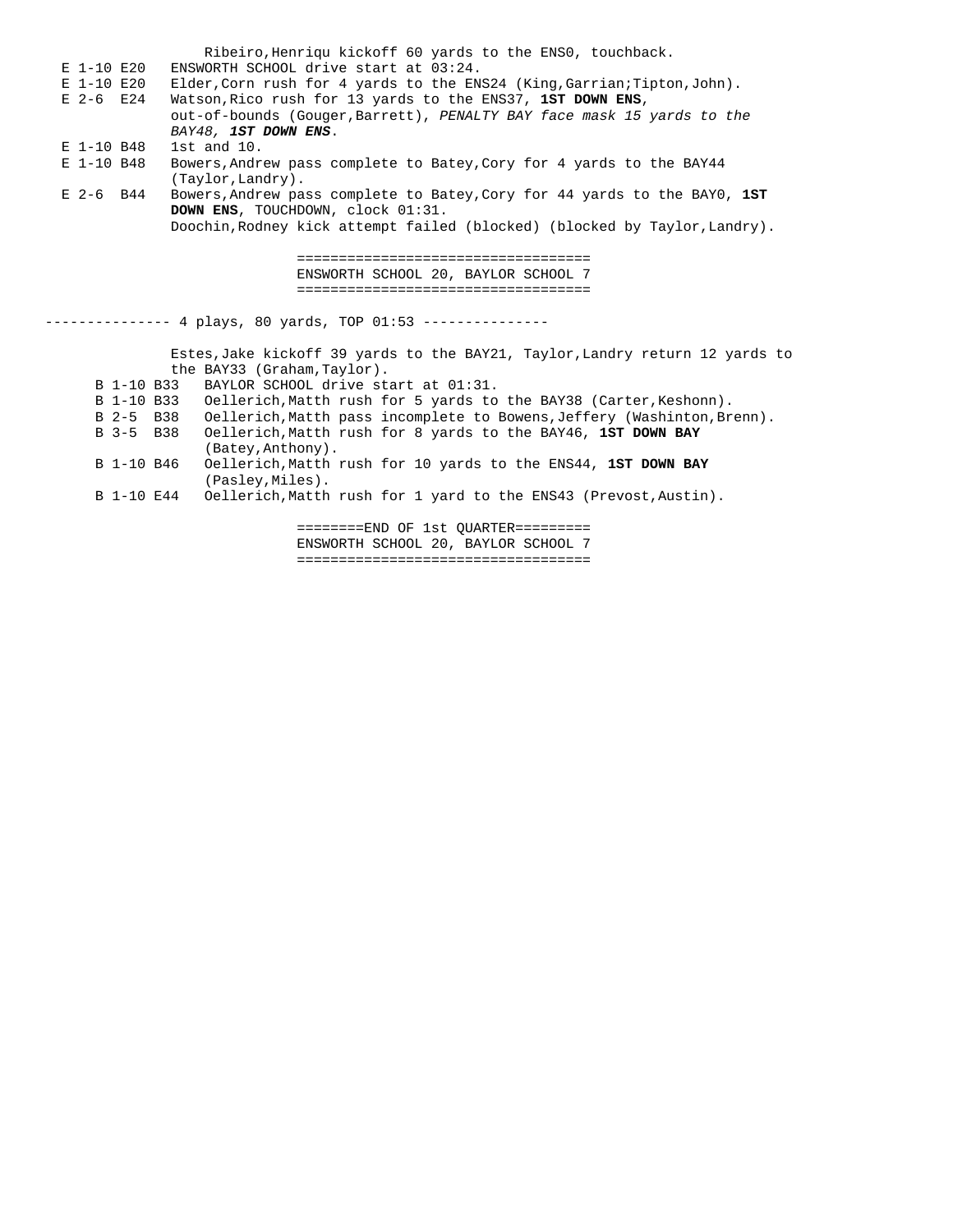Ribeiro,Henriqu kickoff 60 yards to the ENS0, touchback.

| | |
|---|---|
| E 1-10 E20 | ENSWORTH SCHOOL drive start at 03:24. |
| E 1-10 E20 | Elder,Corn rush for 4 yards to the ENS24 (King,Garrian;Tipton,John). |
| E 2-6 E24 | Watson,Rico rush for 13 yards to the ENS37, **1ST DOWN ENS**, out-of-bounds (Gouger,Barrett), *PENALTY BAY face mask 15 yards to the BAY48, **1ST DOWN ENS***. |
| E 1-10 B48 | 1st and 10. |
| E 1-10 B48 | Bowers,Andrew pass complete to Batey,Cory for 4 yards to the BAY44 (Taylor,Landry). |
| E 2-6 B44 | Bowers,Andrew pass complete to Batey,Cory for 44 yards to the BAY0, **1ST DOWN ENS**, TOUCHDOWN, clock 01:31. |
| | Doochin,Rodney kick attempt failed (blocked) (blocked by Taylor,Landry). |

===================================
ENSWORTH SCHOOL 20, BAYLOR SCHOOL 7
===================================

--------------- 4 plays, 80 yards, TOP 01:53 ---------------

Estes,Jake kickoff 39 yards to the BAY21, Taylor,Landry return 12 yards to the BAY33 (Graham,Taylor).

| | |
|---|---|
| B 1-10 B33 | BAYLOR SCHOOL drive start at 01:31. |
| B 1-10 B33 | Oellerich,Matth rush for 5 yards to the BAY38 (Carter,Keshonn). |
| B 2-5 B38 | Oellerich,Matth pass incomplete to Bowens,Jeffery (Washinton,Brenn). |
| B 3-5 B38 | Oellerich,Matth rush for 8 yards to the BAY46, **1ST DOWN BAY** (Batey,Anthony). |
| B 1-10 B46 | Oellerich,Matth rush for 10 yards to the ENS44, **1ST DOWN BAY** (Pasley,Miles). |
| B 1-10 E44 | Oellerich,Matth rush for 1 yard to the ENS43 (Prevost,Austin). |

========END OF 1st QUARTER=========
ENSWORTH SCHOOL 20, BAYLOR SCHOOL 7
===================================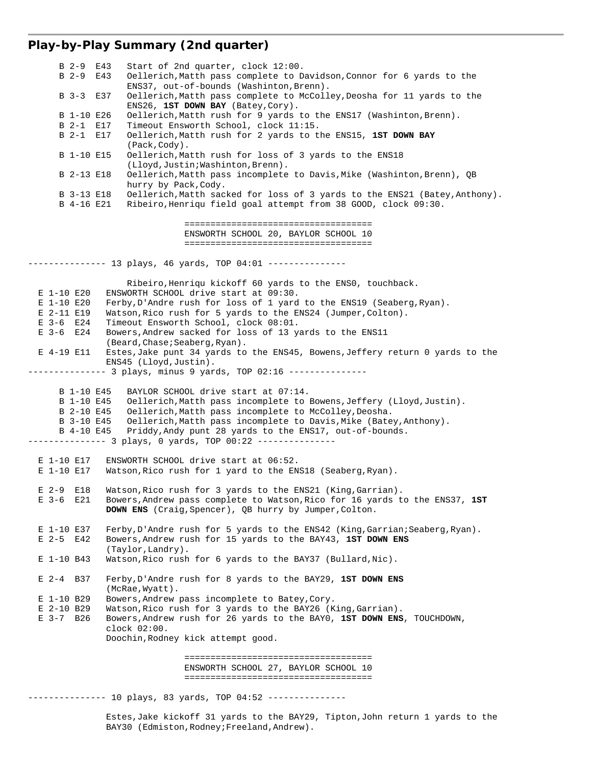## Play-by-Play Summary (2nd quarter)

```
     B 2-9  E43   Start of 2nd quarter, clock 12:00.
     B 2-9  E43   Oellerich,Matth pass complete to Davidson,Connor for 6 yards to the
                  ENS37, out-of-bounds (Washinton,Brenn).
     B 3-3  E37   Oellerich,Matth pass complete to McColley,Deosha for 11 yards to the
                  ENS26, 1ST DOWN BAY (Batey,Cory).
     B 1-10 E26   Oellerich,Matth rush for 9 yards to the ENS17 (Washinton,Brenn).
     B 2-1  E17   Timeout Ensworth School, clock 11:15.
     B 2-1  E17   Oellerich,Matth rush for 2 yards to the ENS15, 1ST DOWN BAY
                  (Pack,Cody).
     B 1-10 E15   Oellerich,Matth rush for loss of 3 yards to the ENS18
                  (Lloyd,Justin;Washinton,Brenn).
     B 2-13 E18   Oellerich,Matth pass incomplete to Davis,Mike (Washinton,Brenn), QB
                  hurry by Pack,Cody.
     B 3-13 E18   Oellerich,Matth sacked for loss of 3 yards to the ENS21 (Batey,Anthony).
     B 4-16 E21   Ribeiro,Henriqu field goal attempt from 38 GOOD, clock 09:30.

                               ===================================
                               ENSWORTH SCHOOL 20, BAYLOR SCHOOL 10
                               ===================================

--------------- 13 plays, 46 yards, TOP 04:01 ---------------

                  Ribeiro,Henriqu kickoff 60 yards to the ENS0, touchback.
  E 1-10 E20   ENSWORTH SCHOOL drive start at 09:30.
  E 1-10 E20   Ferby,D'Andre rush for loss of 1 yard to the ENS19 (Seaberg,Ryan).
  E 2-11 E19   Watson,Rico rush for 5 yards to the ENS24 (Jumper,Colton).
  E 3-6  E24   Timeout Ensworth School, clock 08:01.
  E 3-6  E24   Bowers,Andrew sacked for loss of 13 yards to the ENS11
               (Beard,Chase;Seaberg,Ryan).
  E 4-19 E11   Estes,Jake punt 34 yards to the ENS45, Bowens,Jeffery return 0 yards to the
               ENS45 (Lloyd,Justin).
--------------- 3 plays, minus 9 yards, TOP 02:16 ---------------

     B 1-10 E45   BAYLOR SCHOOL drive start at 07:14.
     B 1-10 E45   Oellerich,Matth pass incomplete to Bowens,Jeffery (Lloyd,Justin).
     B 2-10 E45   Oellerich,Matth pass incomplete to McColley,Deosha.
     B 3-10 E45   Oellerich,Matth pass incomplete to Davis,Mike (Batey,Anthony).
     B 4-10 E45   Priddy,Andy punt 28 yards to the ENS17, out-of-bounds.
--------------- 3 plays, 0 yards, TOP 00:22 ---------------

  E 1-10 E17   ENSWORTH SCHOOL drive start at 06:52.
  E 1-10 E17   Watson,Rico rush for 1 yard to the ENS18 (Seaberg,Ryan).

  E 2-9  E18   Watson,Rico rush for 3 yards to the ENS21 (King,Garrian).
  E 3-6  E21   Bowers,Andrew pass complete to Watson,Rico for 16 yards to the ENS37, 1ST
               DOWN ENS (Craig,Spencer), QB hurry by Jumper,Colton.

  E 1-10 E37   Ferby,D'Andre rush for 5 yards to the ENS42 (King,Garrian;Seaberg,Ryan).
  E 2-5  E42   Bowers,Andrew rush for 15 yards to the BAY43, 1ST DOWN ENS
               (Taylor,Landry).
  E 1-10 B43   Watson,Rico rush for 6 yards to the BAY37 (Bullard,Nic).

  E 2-4  B37   Ferby,D'Andre rush for 8 yards to the BAY29, 1ST DOWN ENS
               (McRae,Wyatt).
  E 1-10 B29   Bowers,Andrew pass incomplete to Batey,Cory.
  E 2-10 B29   Watson,Rico rush for 3 yards to the BAY26 (King,Garrian).
  E 3-7  B26   Bowers,Andrew rush for 26 yards to the BAY0, 1ST DOWN ENS, TOUCHDOWN,
               clock 02:00.
               Doochin,Rodney kick attempt good.

                               ===================================
                               ENSWORTH SCHOOL 27, BAYLOR SCHOOL 10
                               ===================================

--------------- 10 plays, 83 yards, TOP 04:52 ---------------

               Estes,Jake kickoff 31 yards to the BAY29, Tipton,John return 1 yards to the
               BAY30 (Edmiston,Rodney;Freeland,Andrew).
```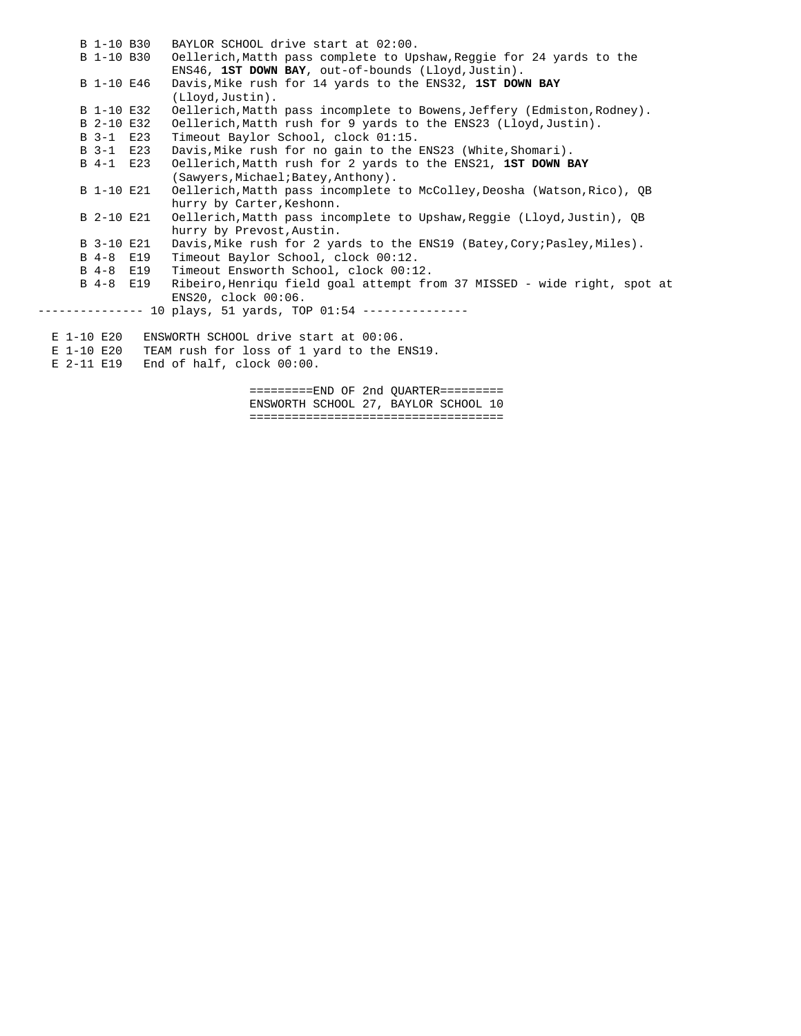```
    B 1-10 B30   BAYLOR SCHOOL drive start at 02:00.
    B 1-10 B30   Oellerich,Matth pass complete to Upshaw,Reggie for 24 yards to the
                 ENS46, 1ST DOWN BAY, out-of-bounds (Lloyd,Justin).
    B 1-10 E46   Davis,Mike rush for 14 yards to the ENS32, 1ST DOWN BAY
                 (Lloyd,Justin).
    B 1-10 E32   Oellerich,Matth pass incomplete to Bowens,Jeffery (Edmiston,Rodney).
    B 2-10 E32   Oellerich,Matth rush for 9 yards to the ENS23 (Lloyd,Justin).
    B 3-1  E23   Timeout Baylor School, clock 01:15.
    B 3-1  E23   Davis,Mike rush for no gain to the ENS23 (White,Shomari).
    B 4-1  E23   Oellerich,Matth rush for 2 yards to the ENS21, 1ST DOWN BAY
                 (Sawyers,Michael;Batey,Anthony).
    B 1-10 E21   Oellerich,Matth pass incomplete to McColley,Deosha (Watson,Rico), QB
                 hurry by Carter,Keshonn.
    B 2-10 E21   Oellerich,Matth pass incomplete to Upshaw,Reggie (Lloyd,Justin), QB
                 hurry by Prevost,Austin.
    B 3-10 E21   Davis,Mike rush for 2 yards to the ENS19 (Batey,Cory;Pasley,Miles).
    B 4-8  E19   Timeout Baylor School, clock 00:12.
    B 4-8  E19   Timeout Ensworth School, clock 00:12.
    B 4-8  E19   Ribeiro,Henriqu field goal attempt from 37 MISSED - wide right, spot at
                 ENS20, clock 00:06.
--------------- 10 plays, 51 yards, TOP 01:54 ---------------

 E 1-10 E20   ENSWORTH SCHOOL drive start at 00:06.
 E 1-10 E20   TEAM rush for loss of 1 yard to the ENS19.
 E 2-11 E19   End of half, clock 00:00.

                         =========END OF 2nd QUARTER=========
                         ENSWORTH SCHOOL 27, BAYLOR SCHOOL 10
                         ====================================
```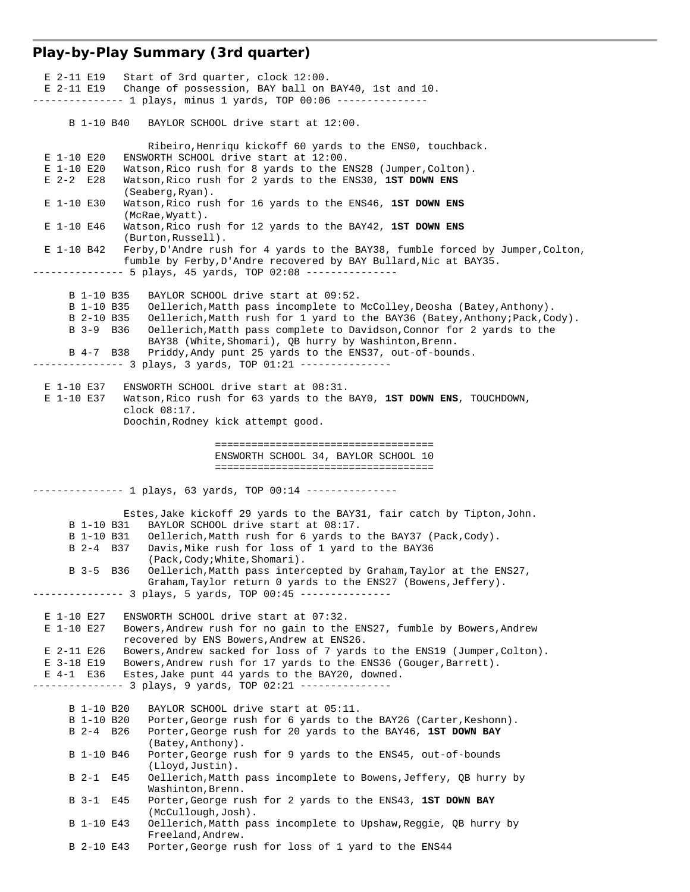## Play-by-Play Summary (3rd quarter)

```
  E 2-11 E19   Start of 3rd quarter, clock 12:00.
  E 2-11 E19   Change of possession, BAY ball on BAY40, 1st and 10.
--------------- 1 plays, minus 1 yards, TOP 00:06 ---------------

      B 1-10 B40   BAYLOR SCHOOL drive start at 12:00.

                   Ribeiro,Henriqu kickoff 60 yards to the ENS0, touchback.
  E 1-10 E20   ENSWORTH SCHOOL drive start at 12:00.
  E 1-10 E20   Watson,Rico rush for 8 yards to the ENS28 (Jumper,Colton).
  E 2-2  E28   Watson,Rico rush for 2 yards to the ENS30, 1ST DOWN ENS
               (Seaberg,Ryan).
  E 1-10 E30   Watson,Rico rush for 16 yards to the ENS46, 1ST DOWN ENS
               (McRae,Wyatt).
  E 1-10 E46   Watson,Rico rush for 12 yards to the BAY42, 1ST DOWN ENS
               (Burton,Russell).
  E 1-10 B42   Ferby,D'Andre rush for 4 yards to the BAY38, fumble forced by Jumper,Colton,
               fumble by Ferby,D'Andre recovered by BAY Bullard,Nic at BAY35.
--------------- 5 plays, 45 yards, TOP 02:08 ---------------

      B 1-10 B35   BAYLOR SCHOOL drive start at 09:52.
      B 1-10 B35   Oellerich,Matth pass incomplete to McColley,Deosha (Batey,Anthony).
      B 2-10 B35   Oellerich,Matth rush for 1 yard to the BAY36 (Batey,Anthony;Pack,Cody).
      B 3-9  B36   Oellerich,Matth pass complete to Davidson,Connor for 2 yards to the
                   BAY38 (White,Shomari), QB hurry by Washinton,Brenn.
      B 4-7  B38   Priddy,Andy punt 25 yards to the ENS37, out-of-bounds.
--------------- 3 plays, 3 yards, TOP 01:21 ---------------

  E 1-10 E37   ENSWORTH SCHOOL drive start at 08:31.
  E 1-10 E37   Watson,Rico rush for 63 yards to the BAY0, 1ST DOWN ENS, TOUCHDOWN,
               clock 08:17.
               Doochin,Rodney kick attempt good.

                              ====================================
                              ENSWORTH SCHOOL 34, BAYLOR SCHOOL 10
                              ====================================

--------------- 1 plays, 63 yards, TOP 00:14 ---------------

               Estes,Jake kickoff 29 yards to the BAY31, fair catch by Tipton,John.
      B 1-10 B31   BAYLOR SCHOOL drive start at 08:17.
      B 1-10 B31   Oellerich,Matth rush for 6 yards to the BAY37 (Pack,Cody).
      B 2-4  B37   Davis,Mike rush for loss of 1 yard to the BAY36
                   (Pack,Cody;White,Shomari).
      B 3-5  B36   Oellerich,Matth pass intercepted by Graham,Taylor at the ENS27,
                   Graham,Taylor return 0 yards to the ENS27 (Bowens,Jeffery).
--------------- 3 plays, 5 yards, TOP 00:45 ---------------

  E 1-10 E27   ENSWORTH SCHOOL drive start at 07:32.
  E 1-10 E27   Bowers,Andrew rush for no gain to the ENS27, fumble by Bowers,Andrew
               recovered by ENS Bowers,Andrew at ENS26.
  E 2-11 E26   Bowers,Andrew sacked for loss of 7 yards to the ENS19 (Jumper,Colton).
  E 3-18 E19   Bowers,Andrew rush for 17 yards to the ENS36 (Gouger,Barrett).
  E 4-1  E36   Estes,Jake punt 44 yards to the BAY20, downed.
--------------- 3 plays, 9 yards, TOP 02:21 ---------------

      B 1-10 B20   BAYLOR SCHOOL drive start at 05:11.
      B 1-10 B20   Porter,George rush for 6 yards to the BAY26 (Carter,Keshonn).
      B 2-4  B26   Porter,George rush for 20 yards to the BAY46, 1ST DOWN BAY
                   (Batey,Anthony).
      B 1-10 B46   Porter,George rush for 9 yards to the ENS45, out-of-bounds
                   (Lloyd,Justin).
      B 2-1  E45   Oellerich,Matth pass incomplete to Bowens,Jeffery, QB hurry by
                   Washinton,Brenn.
      B 3-1  E45   Porter,George rush for 2 yards to the ENS43, 1ST DOWN BAY
                   (McCullough,Josh).
      B 1-10 E43   Oellerich,Matth pass incomplete to Upshaw,Reggie, QB hurry by
                   Freeland,Andrew.
      B 2-10 E43   Porter,George rush for loss of 1 yard to the ENS44
```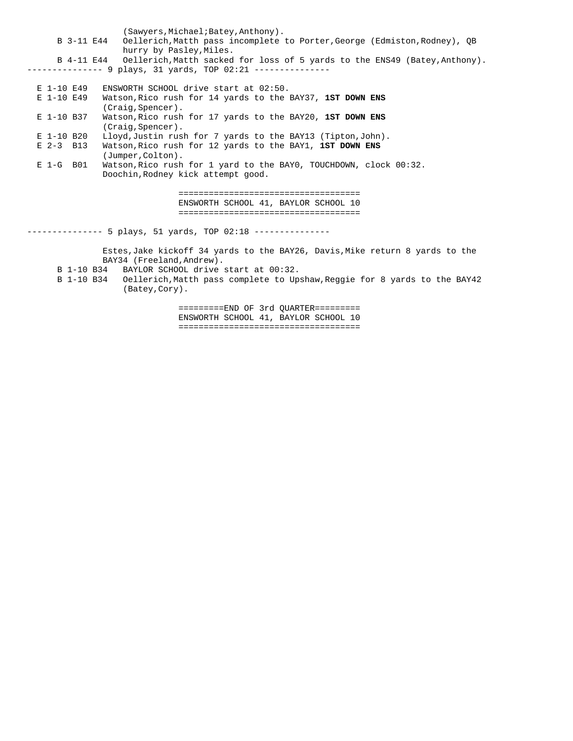```
                    (Sawyers,Michael;Batey,Anthony).
      B 3-11 E44   Oellerich,Matth pass incomplete to Porter,George (Edmiston,Rodney), QB
                    hurry by Pasley,Miles.
      B 4-11 E44   Oellerich,Matth sacked for loss of 5 yards to the ENS49 (Batey,Anthony).
--------------- 9 plays, 31 yards, TOP 02:21 ---------------

  E 1-10 E49   ENSWORTH SCHOOL drive start at 02:50.
  E 1-10 E49   Watson,Rico rush for 14 yards to the BAY37, 1ST DOWN ENS
               (Craig,Spencer).
  E 1-10 B37   Watson,Rico rush for 17 yards to the BAY20, 1ST DOWN ENS
               (Craig,Spencer).
  E 1-10 B20   Lloyd,Justin rush for 7 yards to the BAY13 (Tipton,John).
  E 2-3  B13   Watson,Rico rush for 12 yards to the BAY1, 1ST DOWN ENS
               (Jumper,Colton).
  E 1-G  B01   Watson,Rico rush for 1 yard to the BAY0, TOUCHDOWN, clock 00:32.
               Doochin,Rodney kick attempt good.

                           ====================================
                           ENSWORTH SCHOOL 41, BAYLOR SCHOOL 10
                           ====================================

--------------- 5 plays, 51 yards, TOP 02:18 ---------------

               Estes,Jake kickoff 34 yards to the BAY26, Davis,Mike return 8 yards to the
               BAY34 (Freeland,Andrew).
      B 1-10 B34   BAYLOR SCHOOL drive start at 00:32.
      B 1-10 B34   Oellerich,Matth pass complete to Upshaw,Reggie for 8 yards to the BAY42
                    (Batey,Cory).

                           =========END OF 3rd QUARTER=========
                           ENSWORTH SCHOOL 41, BAYLOR SCHOOL 10
                           ====================================
```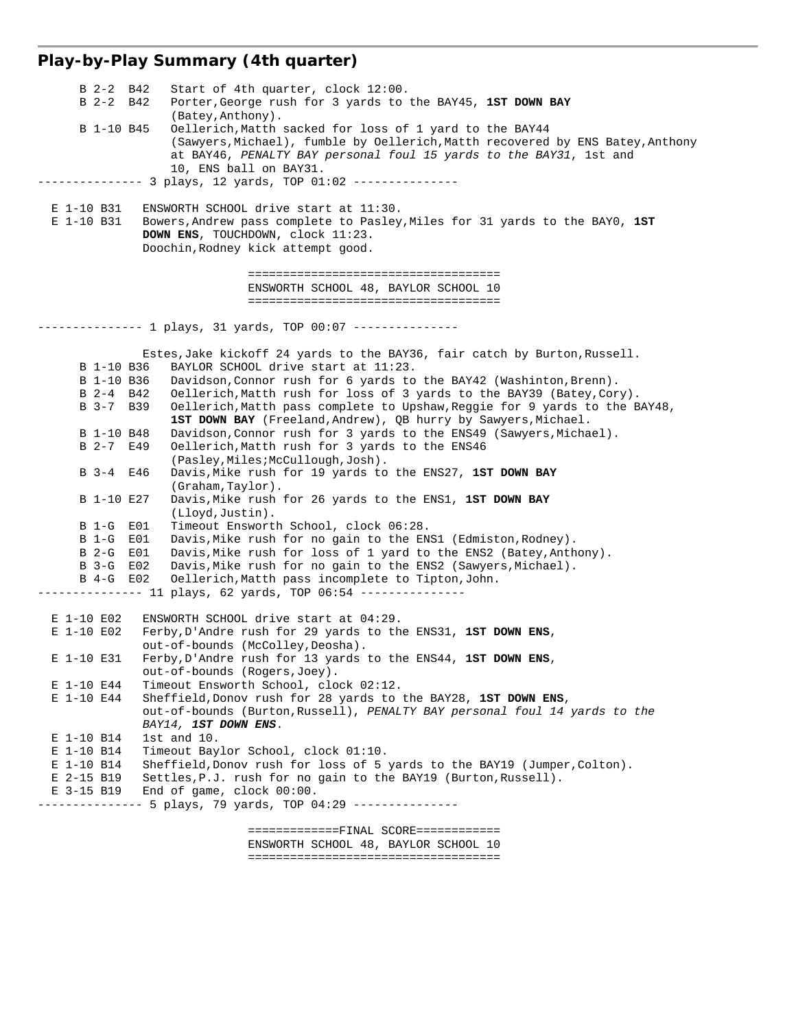## Play-by-Play Summary (4th quarter)

```
      B 2-2  B42   Start of 4th quarter, clock 12:00.
      B 2-2  B42   Porter,George rush for 3 yards to the BAY45, 1ST DOWN BAY
                   (Batey,Anthony).
      B 1-10 B45   Oellerich,Matth sacked for loss of 1 yard to the BAY44
                   (Sawyers,Michael), fumble by Oellerich,Matth recovered by ENS Batey,Anthony
                   at BAY46, PENALTY BAY personal foul 15 yards to the BAY31, 1st and
                   10, ENS ball on BAY31.
--------------- 3 plays, 12 yards, TOP 01:02 ---------------

  E 1-10 B31   ENSWORTH SCHOOL drive start at 11:30.
  E 1-10 B31   Bowers,Andrew pass complete to Pasley,Miles for 31 yards to the BAY0, 1ST
               DOWN ENS, TOUCHDOWN, clock 11:23.
               Doochin,Rodney kick attempt good.

                              ====================================
                              ENSWORTH SCHOOL 48, BAYLOR SCHOOL 10
                              ====================================

--------------- 1 plays, 31 yards, TOP 00:07 ---------------

               Estes,Jake kickoff 24 yards to the BAY36, fair catch by Burton,Russell.
      B 1-10 B36   BAYLOR SCHOOL drive start at 11:23.
      B 1-10 B36   Davidson,Connor rush for 6 yards to the BAY42 (Washinton,Brenn).
      B 2-4  B42   Oellerich,Matth rush for loss of 3 yards to the BAY39 (Batey,Cory).
      B 3-7  B39   Oellerich,Matth pass complete to Upshaw,Reggie for 9 yards to the BAY48,
                   1ST DOWN BAY (Freeland,Andrew), QB hurry by Sawyers,Michael.
      B 1-10 B48   Davidson,Connor rush for 3 yards to the ENS49 (Sawyers,Michael).
      B 2-7  E49   Oellerich,Matth rush for 3 yards to the ENS46
                   (Pasley,Miles;McCullough,Josh).
      B 3-4  E46   Davis,Mike rush for 19 yards to the ENS27, 1ST DOWN BAY
                   (Graham,Taylor).
      B 1-10 E27   Davis,Mike rush for 26 yards to the ENS1, 1ST DOWN BAY
                   (Lloyd,Justin).
      B 1-G  E01   Timeout Ensworth School, clock 06:28.
      B 1-G  E01   Davis,Mike rush for no gain to the ENS1 (Edmiston,Rodney).
      B 2-G  E01   Davis,Mike rush for loss of 1 yard to the ENS2 (Batey,Anthony).
      B 3-G  E02   Davis,Mike rush for no gain to the ENS2 (Sawyers,Michael).
      B 4-G  E02   Oellerich,Matth pass incomplete to Tipton,John.
--------------- 11 plays, 62 yards, TOP 06:54 ---------------

  E 1-10 E02   ENSWORTH SCHOOL drive start at 04:29.
  E 1-10 E02   Ferby,D'Andre rush for 29 yards to the ENS31, 1ST DOWN ENS,
               out-of-bounds (McColley,Deosha).
  E 1-10 E31   Ferby,D'Andre rush for 13 yards to the ENS44, 1ST DOWN ENS,
               out-of-bounds (Rogers,Joey).
  E 1-10 E44   Timeout Ensworth School, clock 02:12.
  E 1-10 E44   Sheffield,Donov rush for 28 yards to the BAY28, 1ST DOWN ENS,
               out-of-bounds (Burton,Russell), PENALTY BAY personal foul 14 yards to the
               BAY14, 1ST DOWN ENS.
  E 1-10 B14   1st and 10.
  E 1-10 B14   Timeout Baylor School, clock 01:10.
  E 1-10 B14   Sheffield,Donov rush for loss of 5 yards to the BAY19 (Jumper,Colton).
  E 2-15 B19   Settles,P.J. rush for no gain to the BAY19 (Burton,Russell).
  E 3-15 B19   End of game, clock 00:00.
--------------- 5 plays, 79 yards, TOP 04:29 ---------------

                              =============FINAL SCORE============
                              ENSWORTH SCHOOL 48, BAYLOR SCHOOL 10
                              ====================================
```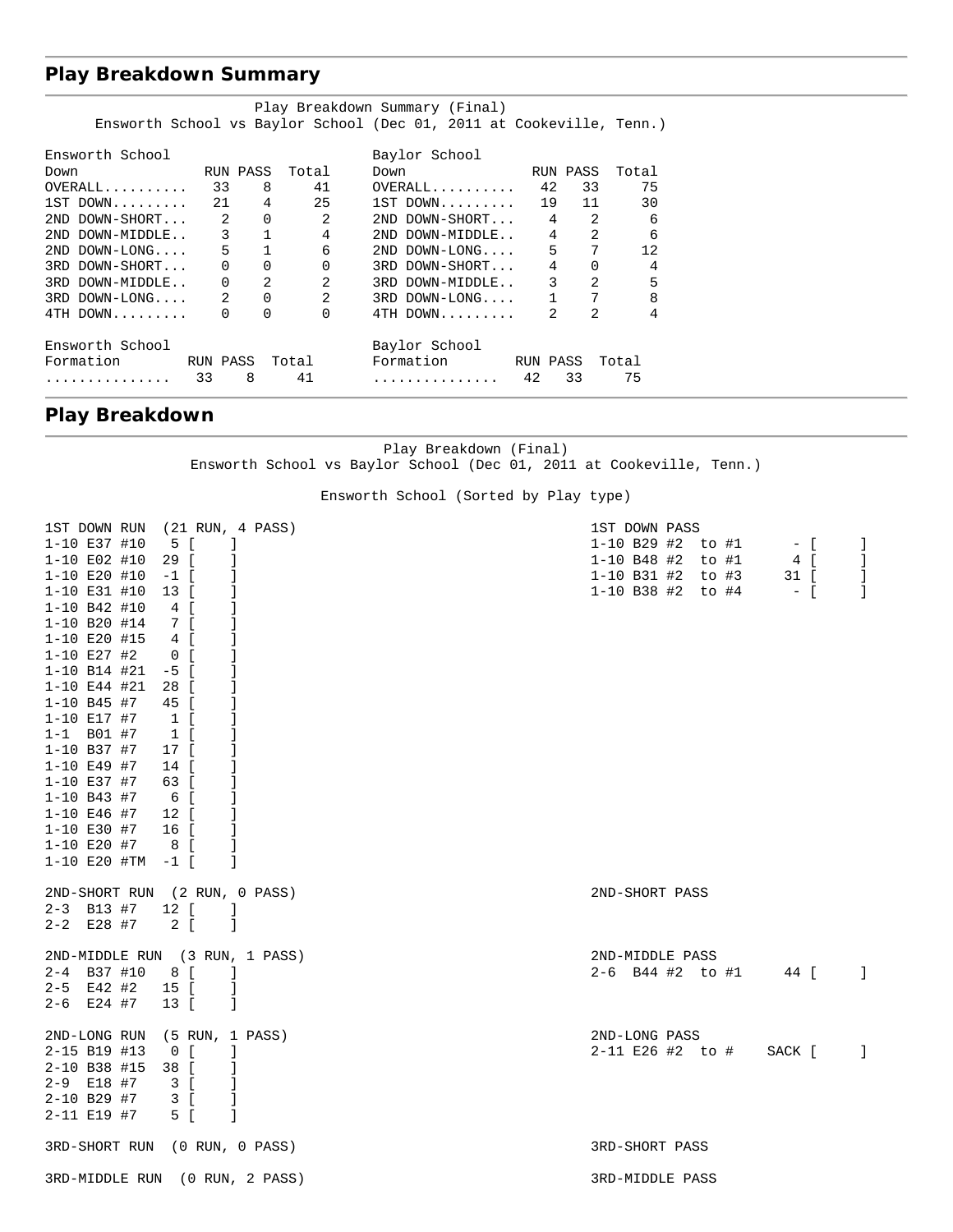## Play Breakdown Summary

Play Breakdown Summary (Final)
Ensworth School vs Baylor School (Dec 01, 2011 at Cookeville, Tenn.)

| Ensworth School Down | RUN | PASS | Total | Baylor School Down | RUN | PASS | Total |
|---|---|---|---|---|---|---|---|
| OVERALL.......... | 33 | 8 | 41 | OVERALL.......... | 42 | 33 | 75 |
| 1ST DOWN......... | 21 | 4 | 25 | 1ST DOWN......... | 19 | 11 | 30 |
| 2ND DOWN-SHORT... | 2 | 0 | 2 | 2ND DOWN-SHORT... | 4 | 2 | 6 |
| 2ND DOWN-MIDDLE.. | 3 | 1 | 4 | 2ND DOWN-MIDDLE.. | 4 | 2 | 6 |
| 2ND DOWN-LONG.... | 5 | 1 | 6 | 2ND DOWN-LONG.... | 5 | 7 | 12 |
| 3RD DOWN-SHORT... | 0 | 0 | 0 | 3RD DOWN-SHORT... | 4 | 0 | 4 |
| 3RD DOWN-MIDDLE.. | 0 | 2 | 2 | 3RD DOWN-MIDDLE.. | 3 | 2 | 5 |
| 3RD DOWN-LONG.... | 2 | 0 | 2 | 3RD DOWN-LONG.... | 1 | 7 | 8 |
| 4TH DOWN......... | 0 | 0 | 0 | 4TH DOWN......... | 2 | 2 | 4 |

| Ensworth School Formation | RUN | PASS | Total | Baylor School Formation | RUN | PASS | Total |
|---|---|---|---|---|---|---|---|
| ............... | 33 | 8 | 41 | ............... | 42 | 33 | 75 |

## Play Breakdown

Play Breakdown (Final)
Ensworth School vs Baylor School (Dec 01, 2011 at Cookeville, Tenn.)

Ensworth School (Sorted by Play type)

```
1ST DOWN RUN  (21 RUN, 4 PASS)                                  1ST DOWN PASS
1-10 E37 #10   5 [    ]                                         1-10 B29 #2  to #1      - [     ]
1-10 E02 #10  29 [    ]                                         1-10 B48 #2  to #1      4 [     ]
1-10 E20 #10  -1 [    ]                                         1-10 B31 #2  to #3     31 [     ]
1-10 E31 #10  13 [    ]                                         1-10 B38 #2  to #4      - [     ]
1-10 B42 #10   4 [    ]
1-10 B20 #14   7 [    ]
1-10 E20 #15   4 [    ]
1-10 E27 #2    0 [    ]
1-10 B14 #21  -5 [    ]
1-10 E44 #21  28 [    ]
1-10 B45 #7   45 [    ]
1-10 E17 #7    1 [    ]
1-1  B01 #7    1 [    ]
1-10 B37 #7   17 [    ]
1-10 E49 #7   14 [    ]
1-10 E37 #7   63 [    ]
1-10 B43 #7    6 [    ]
1-10 E46 #7   12 [    ]
1-10 E30 #7   16 [    ]
1-10 E20 #7    8 [    ]
1-10 E20 #TM  -1 [    ]

2ND-SHORT RUN  (2 RUN, 0 PASS)                                  2ND-SHORT PASS
2-3  B13 #7   12 [    ]
2-2  E28 #7    2 [    ]

2ND-MIDDLE RUN  (3 RUN, 1 PASS)                                 2ND-MIDDLE PASS
2-4  B37 #10   8 [    ]                                         2-6  B44 #2  to #1     44 [     ]
2-5  E42 #2   15 [    ]
2-6  E24 #7   13 [    ]

2ND-LONG RUN  (5 RUN, 1 PASS)                                   2ND-LONG PASS
2-15 B19 #13   0 [    ]                                         2-11 E26 #2  to #    SACK [     ]
2-10 B38 #15  38 [    ]
2-9  E18 #7    3 [    ]
2-10 B29 #7    3 [    ]
2-11 E19 #7    5 [    ]

3RD-SHORT RUN  (0 RUN, 0 PASS)                                  3RD-SHORT PASS

3RD-MIDDLE RUN  (0 RUN, 2 PASS)                                 3RD-MIDDLE PASS
```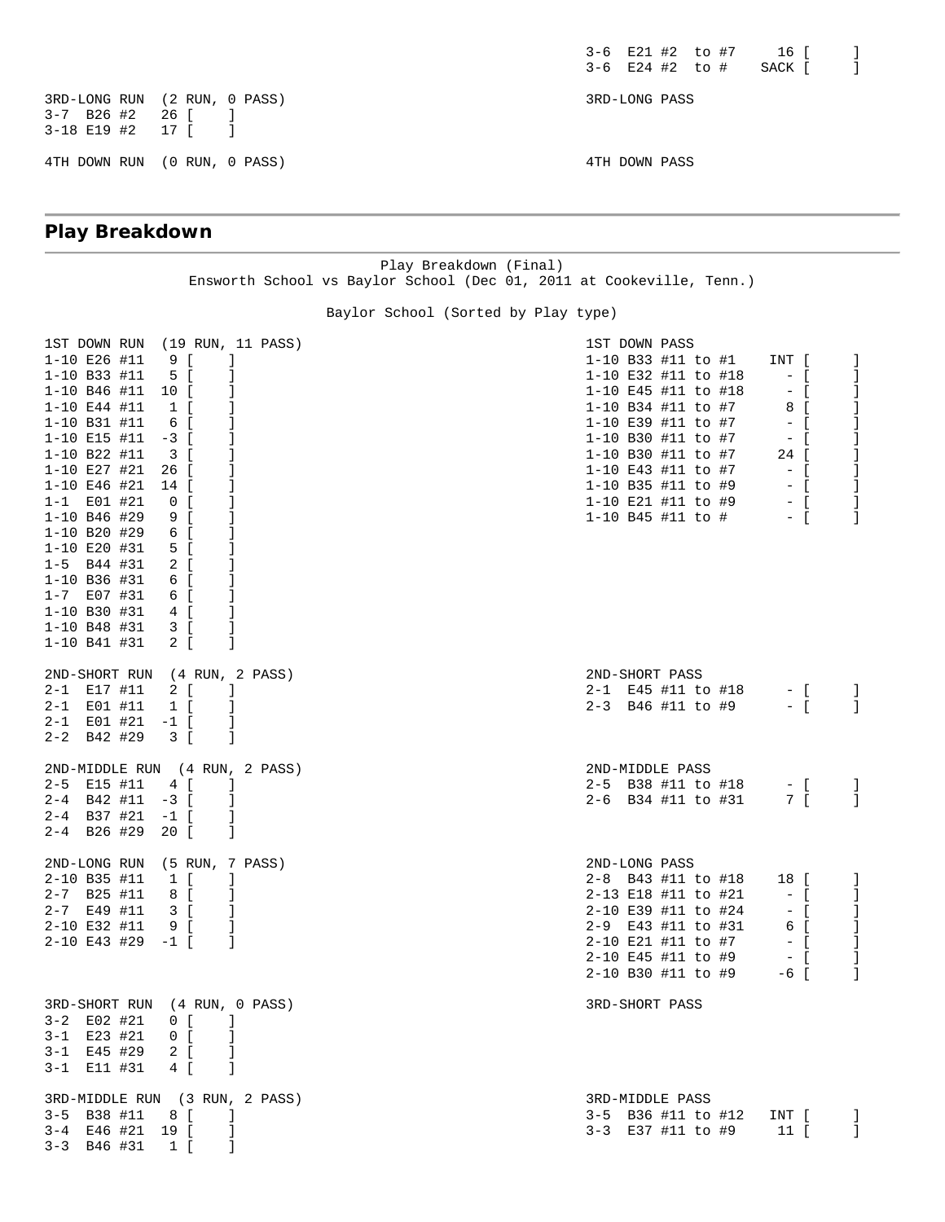```
                                                            3-6  E21 #2  to #7     16 [      ]
                                                            3-6  E24 #2  to #    SACK [      ]

3RD-LONG RUN  (2 RUN, 0 PASS)                               3RD-LONG PASS
3-7  B26 #2   26 [    ]
3-18 E19 #2   17 [    ]

4TH DOWN RUN  (0 RUN, 0 PASS)                               4TH DOWN PASS
```

## Play Breakdown

```
                              Play Breakdown (Final)
           Ensworth School vs Baylor School (Dec 01, 2011 at Cookeville, Tenn.)

                          Baylor School (Sorted by Play type)

1ST DOWN RUN  (19 RUN, 11 PASS)                             1ST DOWN PASS
1-10 E26 #11   9 [    ]                                     1-10 B33 #11 to #1   INT [      ]
1-10 B33 #11   5 [    ]                                     1-10 E32 #11 to #18    - [      ]
1-10 B46 #11  10 [    ]                                     1-10 E45 #11 to #18    - [      ]
1-10 E44 #11   1 [    ]                                     1-10 B34 #11 to #7     8 [      ]
1-10 B31 #11   6 [    ]                                     1-10 E39 #11 to #7     - [      ]
1-10 E15 #11  -3 [    ]                                     1-10 B30 #11 to #7     - [      ]
1-10 B22 #11   3 [    ]                                     1-10 B30 #11 to #7    24 [      ]
1-10 E27 #21  26 [    ]                                     1-10 E43 #11 to #7     - [      ]
1-10 E46 #21  14 [    ]                                     1-10 B35 #11 to #9     - [      ]
1-1  E01 #21   0 [    ]                                     1-10 E21 #11 to #9     - [      ]
1-10 B46 #29   9 [    ]                                     1-10 B45 #11 to #      - [      ]
1-10 B20 #29   6 [    ]
1-10 E20 #31   5 [    ]
1-5  B44 #31   2 [    ]
1-10 B36 #31   6 [    ]
1-7  E07 #31   6 [    ]
1-10 B30 #31   4 [    ]
1-10 B48 #31   3 [    ]
1-10 B41 #31   2 [    ]

2ND-SHORT RUN  (4 RUN, 2 PASS)                              2ND-SHORT PASS
2-1  E17 #11   2 [    ]                                     2-1  E45 #11 to #18    - [      ]
2-1  E01 #11   1 [    ]                                     2-3  B46 #11 to #9     - [      ]
2-1  E01 #21  -1 [    ]
2-2  B42 #29   3 [    ]

2ND-MIDDLE RUN  (4 RUN, 2 PASS)                             2ND-MIDDLE PASS
2-5  E15 #11   4 [    ]                                     2-5  B38 #11 to #18    - [      ]
2-4  B42 #11  -3 [    ]                                     2-6  B34 #11 to #31    7 [      ]
2-4  B37 #21  -1 [    ]
2-4  B26 #29  20 [    ]

2ND-LONG RUN  (5 RUN, 7 PASS)                               2ND-LONG PASS
2-10 B35 #11   1 [    ]                                     2-8  B43 #11 to #18   18 [      ]
2-7  B25 #11   8 [    ]                                     2-13 E18 #11 to #21    - [      ]
2-7  E49 #11   3 [    ]                                     2-10 E39 #11 to #24    - [      ]
2-10 E32 #11   9 [    ]                                     2-9  E43 #11 to #31    6 [      ]
2-10 E43 #29  -1 [    ]                                     2-10 E21 #11 to #7     - [      ]
                                                            2-10 E45 #11 to #9     - [      ]
                                                            2-10 B30 #11 to #9    -6 [      ]

3RD-SHORT RUN  (4 RUN, 0 PASS)                              3RD-SHORT PASS
3-2  E02 #21   0 [    ]
3-1  E23 #21   0 [    ]
3-1  E45 #29   2 [    ]
3-1  E11 #31   4 [    ]

3RD-MIDDLE RUN  (3 RUN, 2 PASS)                             3RD-MIDDLE PASS
3-5  B38 #11   8 [    ]                                     3-5  B36 #11 to #12  INT [      ]
3-4  E46 #21  19 [    ]                                     3-3  E37 #11 to #9    11 [      ]
3-3  B46 #31   1 [    ]
```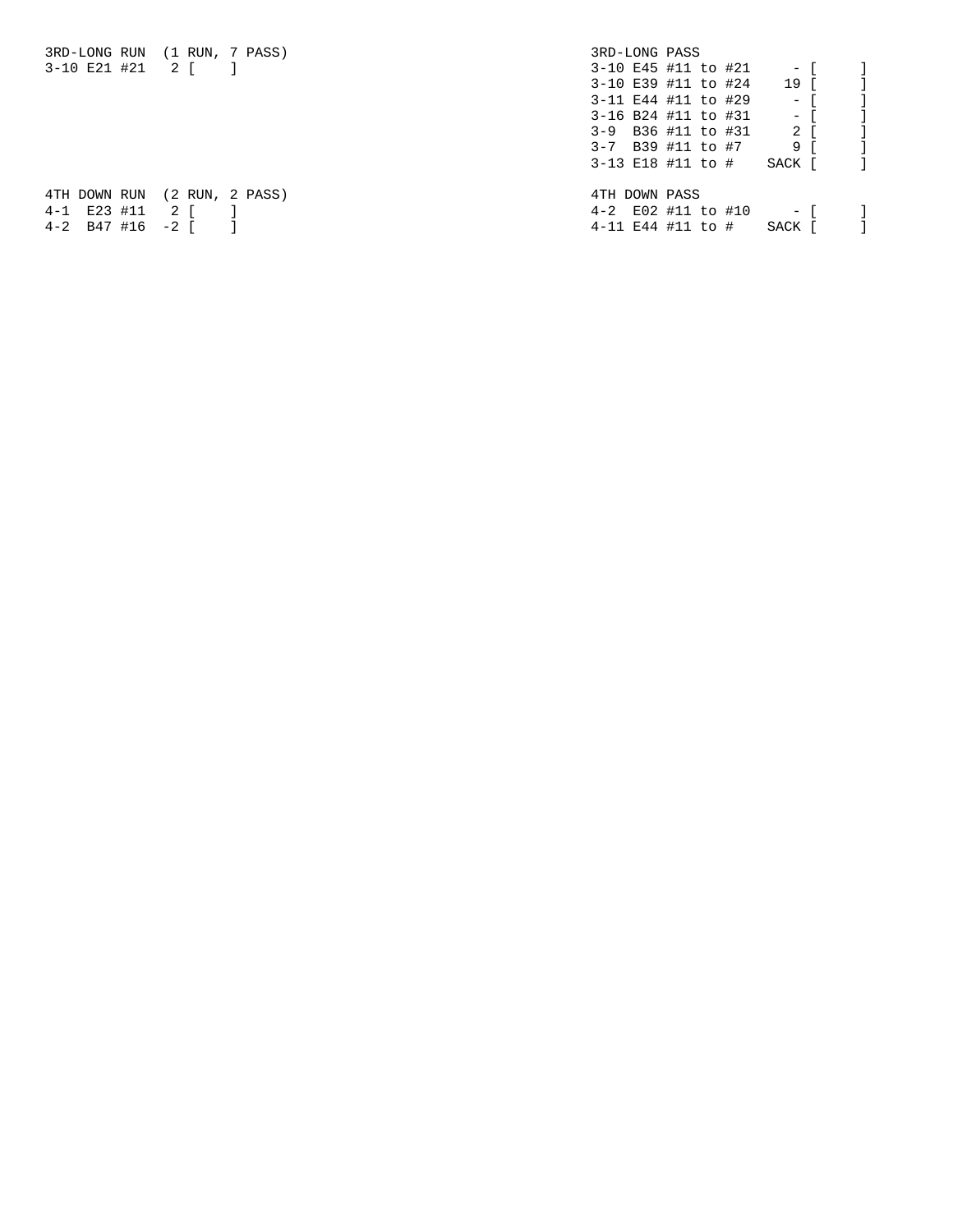3RD-LONG RUN (1 RUN, 7 PASS)

```
3-10 E21 #21   2 [    ]
```

3RD-LONG PASS

```
3-10 E45 #11 to #21     - [      ]
3-10 E39 #11 to #24    19 [      ]
3-11 E44 #11 to #29     - [      ]
3-16 B24 #11 to #31     - [      ]
3-9  B36 #11 to #31     2 [      ]
3-7  B39 #11 to #7      9 [      ]
3-13 E18 #11 to #    SACK [      ]
```

4TH DOWN RUN (2 RUN, 2 PASS)

```
4-1  E23 #11   2 [    ]
4-2  B47 #16  -2 [    ]
```

4TH DOWN PASS

```
4-2  E02 #11 to #10     - [      ]
4-11 E44 #11 to #    SACK [      ]
```